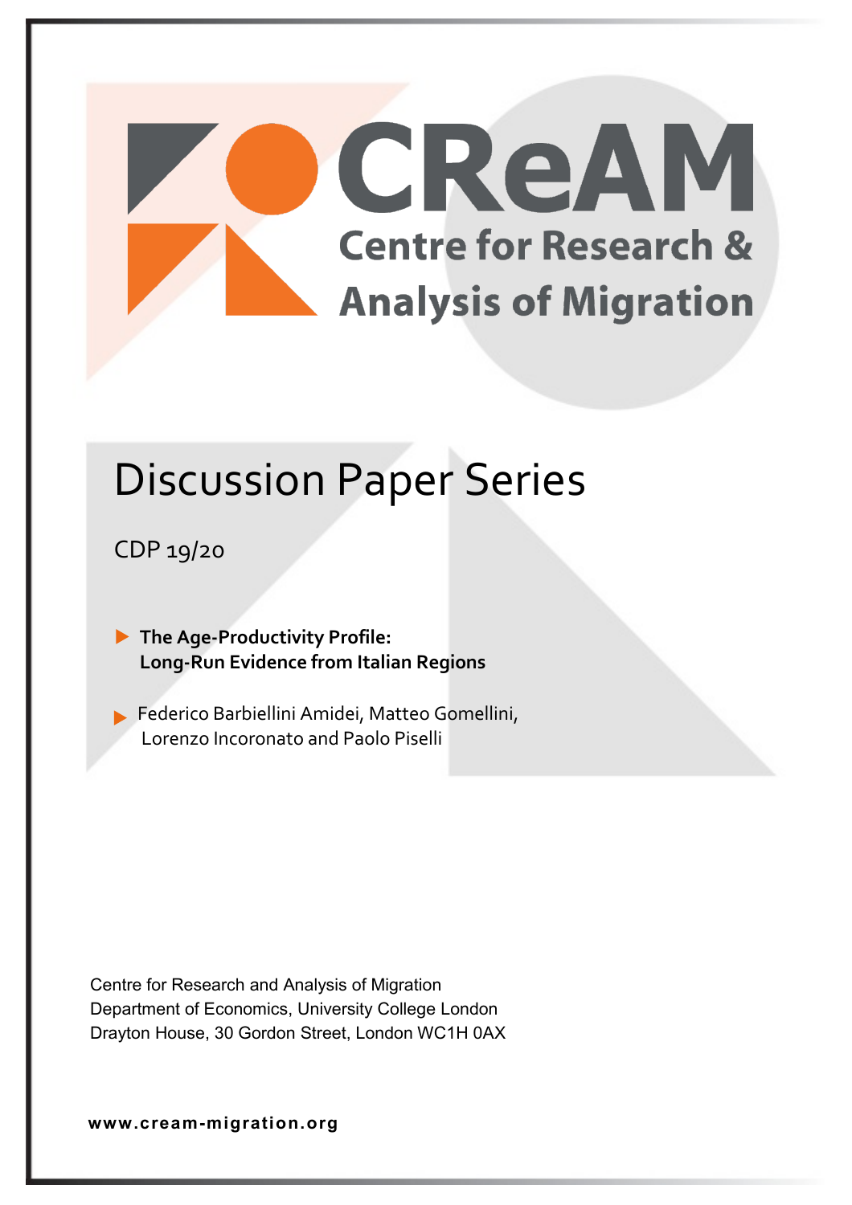# CReAM

## Centre for Research & Analysis of Migration

# Discussion Paper Series

CDP 19/20

**The Age-Productivity Profile: Long-Run Evidence from Italian Regions**

Federico Barbiellini Amidei, Matteo Gomellini, Lorenzo Incoronato and Paolo Piselli

Centre for Research and Analysis of Migration
Department of Economics, University College London
Drayton House, 30 Gordon Street, London WC1H 0AX

**www.cream-migration.org**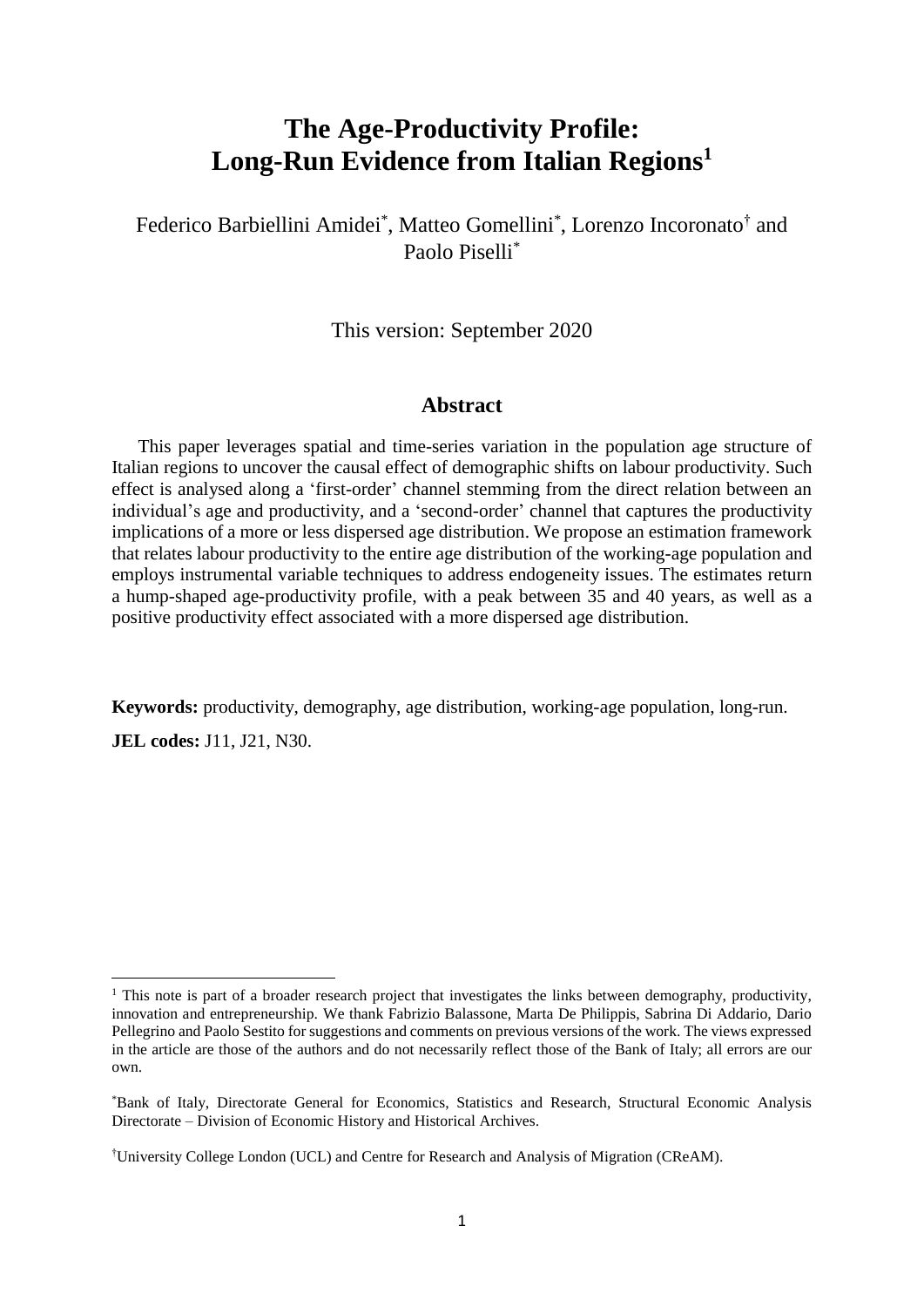# The Age-Productivity Profile: Long-Run Evidence from Italian Regions[1]

Federico Barbiellini Amidei[*], Matteo Gomellini[*], Lorenzo Incoronato[†] and Paolo Piselli[*]

This version: September 2020

## Abstract

This paper leverages spatial and time-series variation in the population age structure of Italian regions to uncover the causal effect of demographic shifts on labour productivity. Such effect is analysed along a 'first-order' channel stemming from the direct relation between an individual's age and productivity, and a 'second-order' channel that captures the productivity implications of a more or less dispersed age distribution. We propose an estimation framework that relates labour productivity to the entire age distribution of the working-age population and employs instrumental variable techniques to address endogeneity issues. The estimates return a hump-shaped age-productivity profile, with a peak between 35 and 40 years, as well as a positive productivity effect associated with a more dispersed age distribution.

**Keywords:** productivity, demography, age distribution, working-age population, long-run.

**JEL codes:** J11, J21, N30.

---

[1] This note is part of a broader research project that investigates the links between demography, productivity, innovation and entrepreneurship. We thank Fabrizio Balassone, Marta De Philippis, Sabrina Di Addario, Dario Pellegrino and Paolo Sestito for suggestions and comments on previous versions of the work. The views expressed in the article are those of the authors and do not necessarily reflect those of the Bank of Italy; all errors are our own.

[*] Bank of Italy, Directorate General for Economics, Statistics and Research, Structural Economic Analysis Directorate – Division of Economic History and Historical Archives.

[†] University College London (UCL) and Centre for Research and Analysis of Migration (CReAM).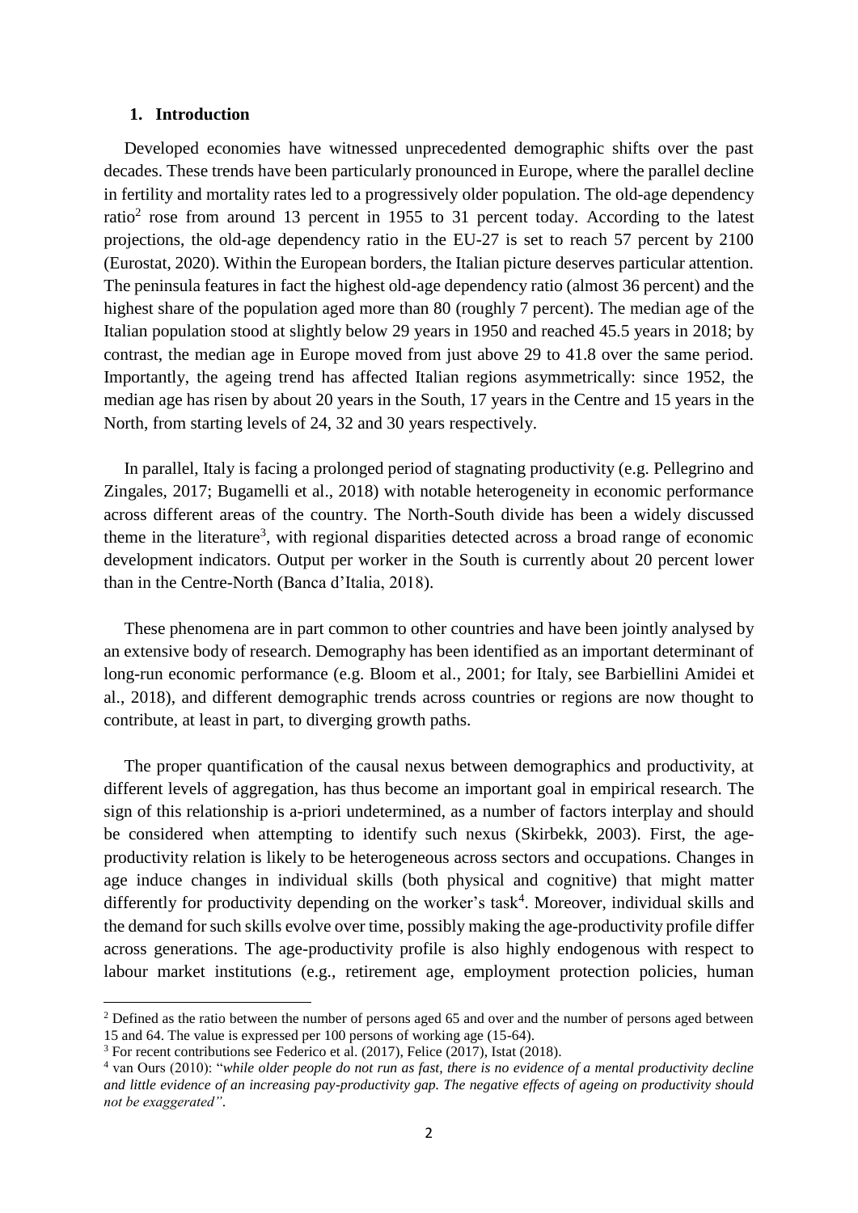## 1. Introduction

Developed economies have witnessed unprecedented demographic shifts over the past decades. These trends have been particularly pronounced in Europe, where the parallel decline in fertility and mortality rates led to a progressively older population. The old-age dependency ratio[2] rose from around 13 percent in 1955 to 31 percent today. According to the latest projections, the old-age dependency ratio in the EU-27 is set to reach 57 percent by 2100 (Eurostat, 2020). Within the European borders, the Italian picture deserves particular attention. The peninsula features in fact the highest old-age dependency ratio (almost 36 percent) and the highest share of the population aged more than 80 (roughly 7 percent). The median age of the Italian population stood at slightly below 29 years in 1950 and reached 45.5 years in 2018; by contrast, the median age in Europe moved from just above 29 to 41.8 over the same period. Importantly, the ageing trend has affected Italian regions asymmetrically: since 1952, the median age has risen by about 20 years in the South, 17 years in the Centre and 15 years in the North, from starting levels of 24, 32 and 30 years respectively.

In parallel, Italy is facing a prolonged period of stagnating productivity (e.g. Pellegrino and Zingales, 2017; Bugamelli et al., 2018) with notable heterogeneity in economic performance across different areas of the country. The North-South divide has been a widely discussed theme in the literature[3], with regional disparities detected across a broad range of economic development indicators. Output per worker in the South is currently about 20 percent lower than in the Centre-North (Banca d'Italia, 2018).

These phenomena are in part common to other countries and have been jointly analysed by an extensive body of research. Demography has been identified as an important determinant of long-run economic performance (e.g. Bloom et al., 2001; for Italy, see Barbiellini Amidei et al., 2018), and different demographic trends across countries or regions are now thought to contribute, at least in part, to diverging growth paths.

The proper quantification of the causal nexus between demographics and productivity, at different levels of aggregation, has thus become an important goal in empirical research. The sign of this relationship is a-priori undetermined, as a number of factors interplay and should be considered when attempting to identify such nexus (Skirbekk, 2003). First, the age-productivity relation is likely to be heterogeneous across sectors and occupations. Changes in age induce changes in individual skills (both physical and cognitive) that might matter differently for productivity depending on the worker's task[4]. Moreover, individual skills and the demand for such skills evolve over time, possibly making the age-productivity profile differ across generations. The age-productivity profile is also highly endogenous with respect to labour market institutions (e.g., retirement age, employment protection policies, human

[2] Defined as the ratio between the number of persons aged 65 and over and the number of persons aged between 15 and 64. The value is expressed per 100 persons of working age (15-64).

[3] For recent contributions see Federico et al. (2017), Felice (2017), Istat (2018).

[4] van Ours (2010): "*while older people do not run as fast, there is no evidence of a mental productivity decline and little evidence of an increasing pay-productivity gap. The negative effects of ageing on productivity should not be exaggerated"*.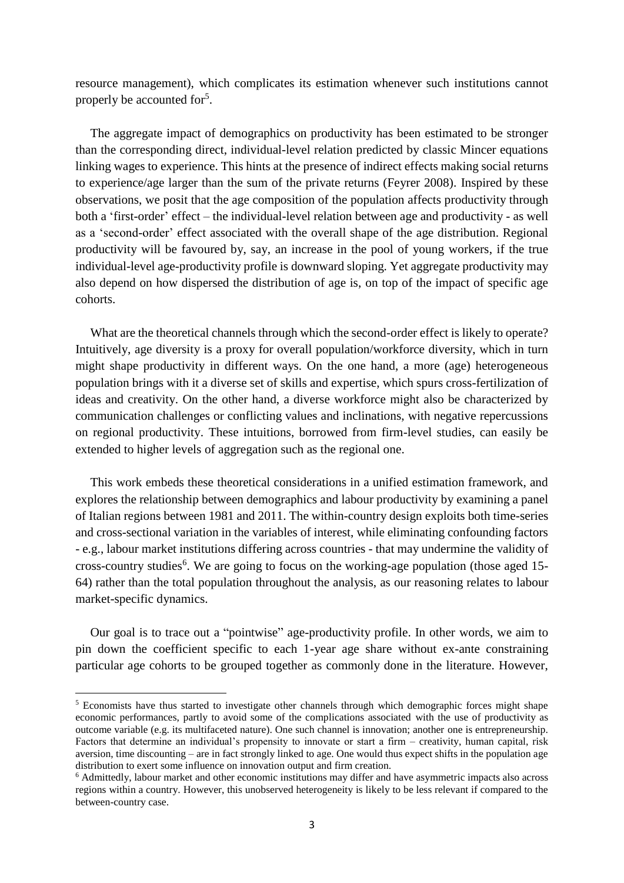resource management), which complicates its estimation whenever such institutions cannot properly be accounted for[5].

The aggregate impact of demographics on productivity has been estimated to be stronger than the corresponding direct, individual-level relation predicted by classic Mincer equations linking wages to experience. This hints at the presence of indirect effects making social returns to experience/age larger than the sum of the private returns (Feyrer 2008). Inspired by these observations, we posit that the age composition of the population affects productivity through both a 'first-order' effect – the individual-level relation between age and productivity - as well as a 'second-order' effect associated with the overall shape of the age distribution. Regional productivity will be favoured by, say, an increase in the pool of young workers, if the true individual-level age-productivity profile is downward sloping. Yet aggregate productivity may also depend on how dispersed the distribution of age is, on top of the impact of specific age cohorts.

What are the theoretical channels through which the second-order effect is likely to operate? Intuitively, age diversity is a proxy for overall population/workforce diversity, which in turn might shape productivity in different ways. On the one hand, a more (age) heterogeneous population brings with it a diverse set of skills and expertise, which spurs cross-fertilization of ideas and creativity. On the other hand, a diverse workforce might also be characterized by communication challenges or conflicting values and inclinations, with negative repercussions on regional productivity. These intuitions, borrowed from firm-level studies, can easily be extended to higher levels of aggregation such as the regional one.

This work embeds these theoretical considerations in a unified estimation framework, and explores the relationship between demographics and labour productivity by examining a panel of Italian regions between 1981 and 2011. The within-country design exploits both time-series and cross-sectional variation in the variables of interest, while eliminating confounding factors - e.g., labour market institutions differing across countries - that may undermine the validity of cross-country studies[6]. We are going to focus on the working-age population (those aged 15-64) rather than the total population throughout the analysis, as our reasoning relates to labour market-specific dynamics.

Our goal is to trace out a "pointwise" age-productivity profile. In other words, we aim to pin down the coefficient specific to each 1-year age share without ex-ante constraining particular age cohorts to be grouped together as commonly done in the literature. However,

[5] Economists have thus started to investigate other channels through which demographic forces might shape economic performances, partly to avoid some of the complications associated with the use of productivity as outcome variable (e.g. its multifaceted nature). One such channel is innovation; another one is entrepreneurship. Factors that determine an individual's propensity to innovate or start a firm – creativity, human capital, risk aversion, time discounting – are in fact strongly linked to age. One would thus expect shifts in the population age distribution to exert some influence on innovation output and firm creation.

[6] Admittedly, labour market and other economic institutions may differ and have asymmetric impacts also across regions within a country. However, this unobserved heterogeneity is likely to be less relevant if compared to the between-country case.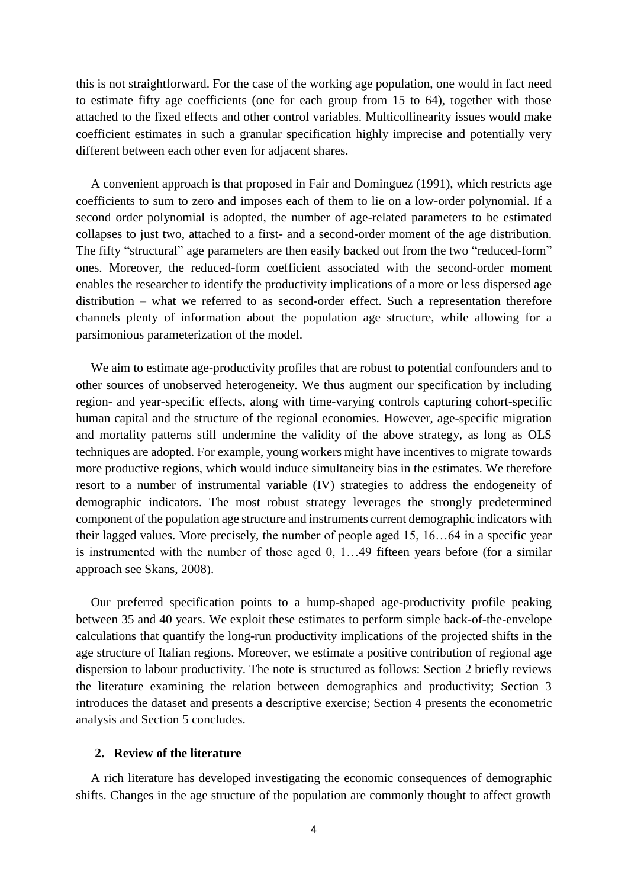this is not straightforward. For the case of the working age population, one would in fact need to estimate fifty age coefficients (one for each group from 15 to 64), together with those attached to the fixed effects and other control variables. Multicollinearity issues would make coefficient estimates in such a granular specification highly imprecise and potentially very different between each other even for adjacent shares.

A convenient approach is that proposed in Fair and Dominguez (1991), which restricts age coefficients to sum to zero and imposes each of them to lie on a low-order polynomial. If a second order polynomial is adopted, the number of age-related parameters to be estimated collapses to just two, attached to a first- and a second-order moment of the age distribution. The fifty "structural" age parameters are then easily backed out from the two "reduced-form" ones. Moreover, the reduced-form coefficient associated with the second-order moment enables the researcher to identify the productivity implications of a more or less dispersed age distribution – what we referred to as second-order effect. Such a representation therefore channels plenty of information about the population age structure, while allowing for a parsimonious parameterization of the model.

We aim to estimate age-productivity profiles that are robust to potential confounders and to other sources of unobserved heterogeneity. We thus augment our specification by including region- and year-specific effects, along with time-varying controls capturing cohort-specific human capital and the structure of the regional economies. However, age-specific migration and mortality patterns still undermine the validity of the above strategy, as long as OLS techniques are adopted. For example, young workers might have incentives to migrate towards more productive regions, which would induce simultaneity bias in the estimates. We therefore resort to a number of instrumental variable (IV) strategies to address the endogeneity of demographic indicators. The most robust strategy leverages the strongly predetermined component of the population age structure and instruments current demographic indicators with their lagged values. More precisely, the number of people aged 15, 16…64 in a specific year is instrumented with the number of those aged 0, 1…49 fifteen years before (for a similar approach see Skans, 2008).

Our preferred specification points to a hump-shaped age-productivity profile peaking between 35 and 40 years. We exploit these estimates to perform simple back-of-the-envelope calculations that quantify the long-run productivity implications of the projected shifts in the age structure of Italian regions. Moreover, we estimate a positive contribution of regional age dispersion to labour productivity. The note is structured as follows: Section 2 briefly reviews the literature examining the relation between demographics and productivity; Section 3 introduces the dataset and presents a descriptive exercise; Section 4 presents the econometric analysis and Section 5 concludes.

## 2. Review of the literature

A rich literature has developed investigating the economic consequences of demographic shifts. Changes in the age structure of the population are commonly thought to affect growth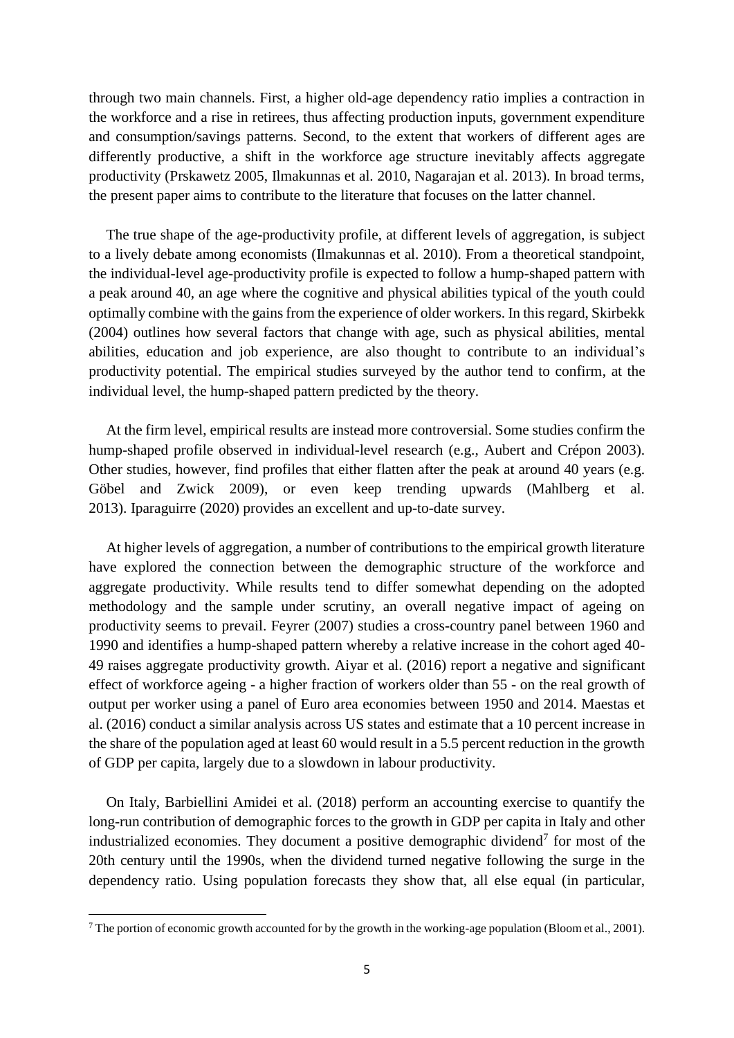through two main channels. First, a higher old-age dependency ratio implies a contraction in the workforce and a rise in retirees, thus affecting production inputs, government expenditure and consumption/savings patterns. Second, to the extent that workers of different ages are differently productive, a shift in the workforce age structure inevitably affects aggregate productivity (Prskawetz 2005, Ilmakunnas et al. 2010, Nagarajan et al. 2013). In broad terms, the present paper aims to contribute to the literature that focuses on the latter channel.

The true shape of the age-productivity profile, at different levels of aggregation, is subject to a lively debate among economists (Ilmakunnas et al. 2010). From a theoretical standpoint, the individual-level age-productivity profile is expected to follow a hump-shaped pattern with a peak around 40, an age where the cognitive and physical abilities typical of the youth could optimally combine with the gains from the experience of older workers. In this regard, Skirbekk (2004) outlines how several factors that change with age, such as physical abilities, mental abilities, education and job experience, are also thought to contribute to an individual's productivity potential. The empirical studies surveyed by the author tend to confirm, at the individual level, the hump-shaped pattern predicted by the theory.

At the firm level, empirical results are instead more controversial. Some studies confirm the hump-shaped profile observed in individual-level research (e.g., Aubert and Crépon 2003). Other studies, however, find profiles that either flatten after the peak at around 40 years (e.g. Göbel and Zwick 2009), or even keep trending upwards (Mahlberg et al. 2013). Iparaguirre (2020) provides an excellent and up-to-date survey.

At higher levels of aggregation, a number of contributions to the empirical growth literature have explored the connection between the demographic structure of the workforce and aggregate productivity. While results tend to differ somewhat depending on the adopted methodology and the sample under scrutiny, an overall negative impact of ageing on productivity seems to prevail. Feyrer (2007) studies a cross-country panel between 1960 and 1990 and identifies a hump-shaped pattern whereby a relative increase in the cohort aged 40-49 raises aggregate productivity growth. Aiyar et al. (2016) report a negative and significant effect of workforce ageing - a higher fraction of workers older than 55 - on the real growth of output per worker using a panel of Euro area economies between 1950 and 2014. Maestas et al. (2016) conduct a similar analysis across US states and estimate that a 10 percent increase in the share of the population aged at least 60 would result in a 5.5 percent reduction in the growth of GDP per capita, largely due to a slowdown in labour productivity.

On Italy, Barbiellini Amidei et al. (2018) perform an accounting exercise to quantify the long-run contribution of demographic forces to the growth in GDP per capita in Italy and other industrialized economies. They document a positive demographic dividend[7] for most of the 20th century until the 1990s, when the dividend turned negative following the surge in the dependency ratio. Using population forecasts they show that, all else equal (in particular,

[7] The portion of economic growth accounted for by the growth in the working-age population (Bloom et al., 2001).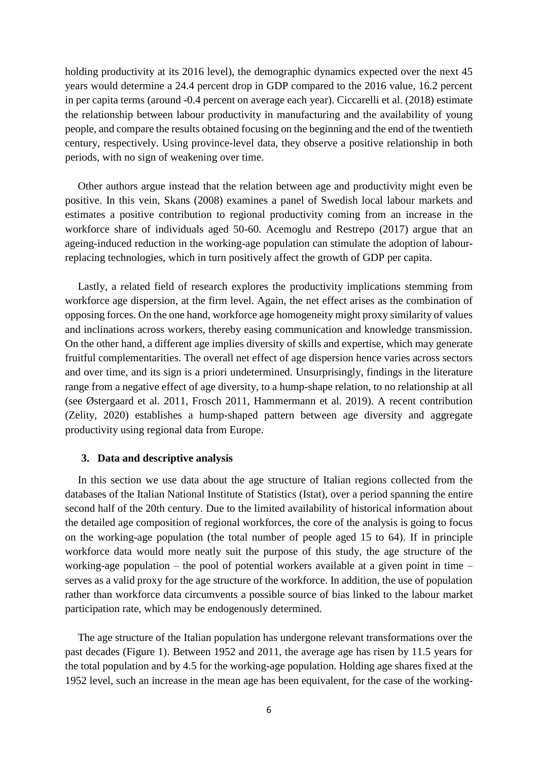holding productivity at its 2016 level), the demographic dynamics expected over the next 45 years would determine a 24.4 percent drop in GDP compared to the 2016 value, 16.2 percent in per capita terms (around -0.4 percent on average each year). Ciccarelli et al. (2018) estimate the relationship between labour productivity in manufacturing and the availability of young people, and compare the results obtained focusing on the beginning and the end of the twentieth century, respectively. Using province-level data, they observe a positive relationship in both periods, with no sign of weakening over time.

Other authors argue instead that the relation between age and productivity might even be positive. In this vein, Skans (2008) examines a panel of Swedish local labour markets and estimates a positive contribution to regional productivity coming from an increase in the workforce share of individuals aged 50-60. Acemoglu and Restrepo (2017) argue that an ageing-induced reduction in the working-age population can stimulate the adoption of labour-replacing technologies, which in turn positively affect the growth of GDP per capita.

Lastly, a related field of research explores the productivity implications stemming from workforce age dispersion, at the firm level. Again, the net effect arises as the combination of opposing forces. On the one hand, workforce age homogeneity might proxy similarity of values and inclinations across workers, thereby easing communication and knowledge transmission. On the other hand, a different age implies diversity of skills and expertise, which may generate fruitful complementarities. The overall net effect of age dispersion hence varies across sectors and over time, and its sign is a priori undetermined. Unsurprisingly, findings in the literature range from a negative effect of age diversity, to a hump-shape relation, to no relationship at all (see Østergaard et al. 2011, Frosch 2011, Hammermann et al. 2019). A recent contribution (Zelity, 2020) establishes a hump-shaped pattern between age diversity and aggregate productivity using regional data from Europe.

## 3. Data and descriptive analysis

In this section we use data about the age structure of Italian regions collected from the databases of the Italian National Institute of Statistics (Istat), over a period spanning the entire second half of the 20th century. Due to the limited availability of historical information about the detailed age composition of regional workforces, the core of the analysis is going to focus on the working-age population (the total number of people aged 15 to 64). If in principle workforce data would more neatly suit the purpose of this study, the age structure of the working-age population – the pool of potential workers available at a given point in time – serves as a valid proxy for the age structure of the workforce. In addition, the use of population rather than workforce data circumvents a possible source of bias linked to the labour market participation rate, which may be endogenously determined.

The age structure of the Italian population has undergone relevant transformations over the past decades (Figure 1). Between 1952 and 2011, the average age has risen by 11.5 years for the total population and by 4.5 for the working-age population. Holding age shares fixed at the 1952 level, such an increase in the mean age has been equivalent, for the case of the working-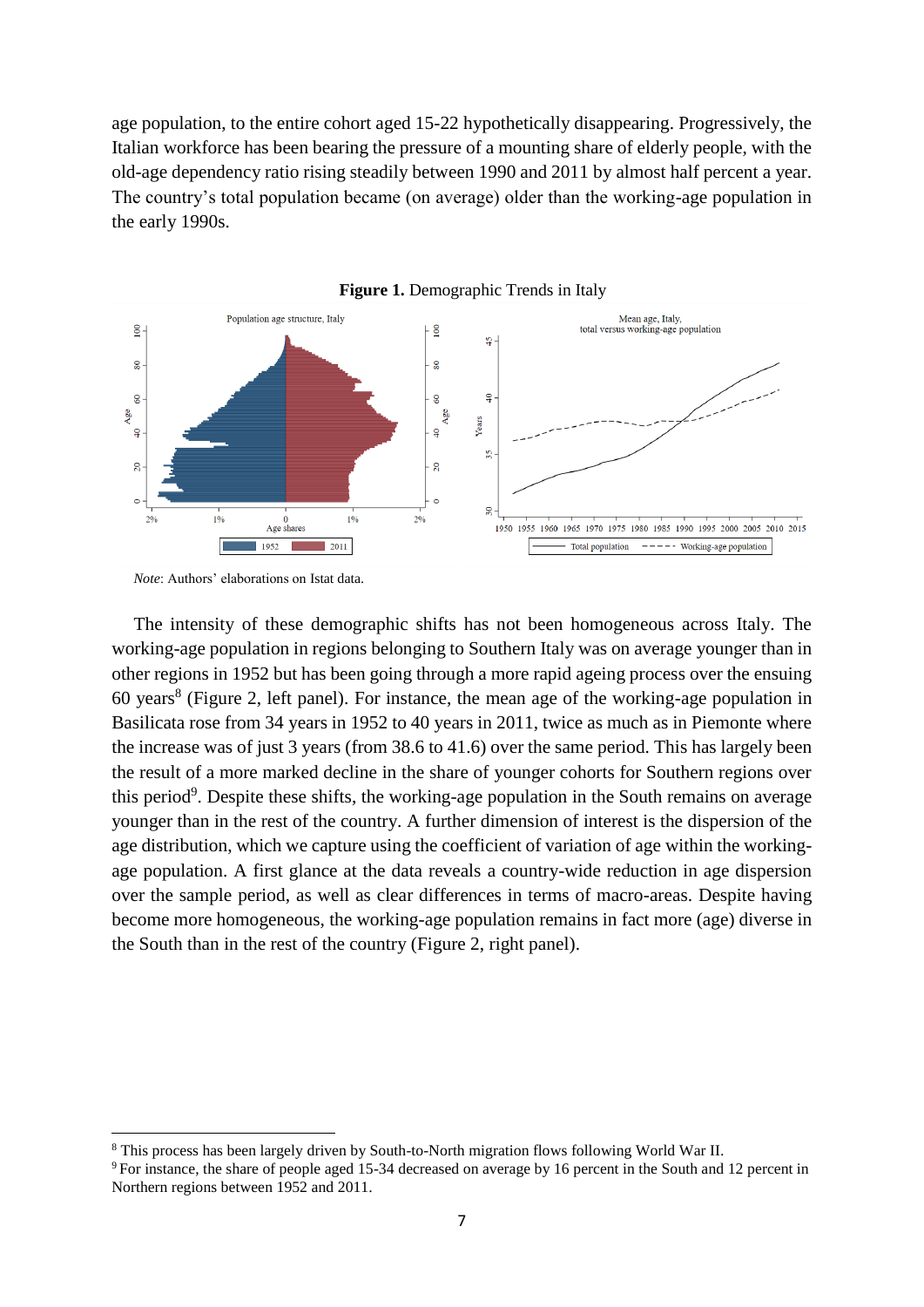age population, to the entire cohort aged 15-22 hypothetically disappearing. Progressively, the Italian workforce has been bearing the pressure of a mounting share of elderly people, with the old-age dependency ratio rising steadily between 1990 and 2011 by almost half percent a year. The country's total population became (on average) older than the working-age population in the early 1990s.

**Figure 1.** Demographic Trends in Italy

Population age structure, Italy

Age

100
80
60
40
20
0

2% 1% 0 1% 2%

Age shares

1952 2011

Mean age, Italy,
total versus working-age population

Years

45
40
35
30

1950 1955 1960 1965 1970 1975 1980 1985 1990 1995 2000 2005 2010 2015

Total population Working-age population

*Note*: Authors' elaborations on Istat data.

The intensity of these demographic shifts has not been homogeneous across Italy. The working-age population in regions belonging to Southern Italy was on average younger than in other regions in 1952 but has been going through a more rapid ageing process over the ensuing 60 years[8] (Figure 2, left panel). For instance, the mean age of the working-age population in Basilicata rose from 34 years in 1952 to 40 years in 2011, twice as much as in Piemonte where the increase was of just 3 years (from 38.6 to 41.6) over the same period. This has largely been the result of a more marked decline in the share of younger cohorts for Southern regions over this period[9]. Despite these shifts, the working-age population in the South remains on average younger than in the rest of the country. A further dimension of interest is the dispersion of the age distribution, which we capture using the coefficient of variation of age within the working-age population. A first glance at the data reveals a country-wide reduction in age dispersion over the sample period, as well as clear differences in terms of macro-areas. Despite having become more homogeneous, the working-age population remains in fact more (age) diverse in the South than in the rest of the country (Figure 2, right panel).

[8] This process has been largely driven by South-to-North migration flows following World War II.

[9] For instance, the share of people aged 15-34 decreased on average by 16 percent in the South and 12 percent in Northern regions between 1952 and 2011.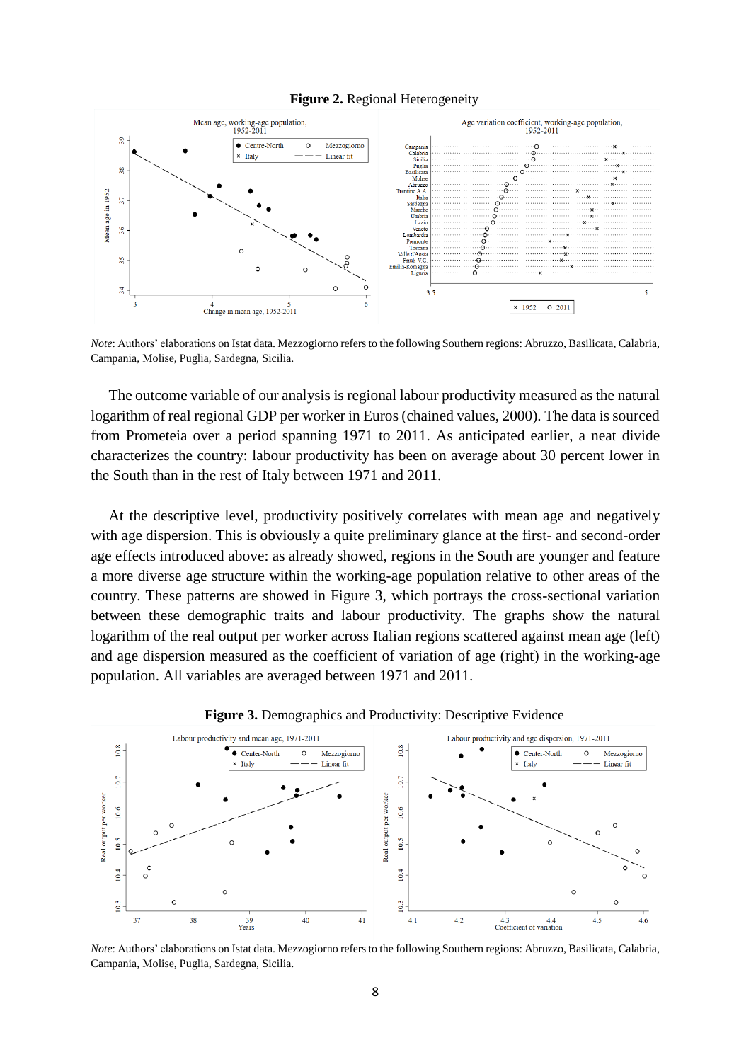**Figure 2.** Regional Heterogeneity

Mean age, working-age population, 1952-2011

Centre-North
Mezzogiorno
Italy
Linear fit

Mean age in 1952

34
35
36
37
38
39

3
4
5
6

Change in mean age, 1952-2011

Age variation coefficient, working-age population, 1952-2011

Campania
Calabria
Sicilia
Puglia
Basilicata
Molise
Abruzzo
Trentino A.A.
Italia
Sardegna
Marche
Umbria
Lazio
Veneto
Lombardia
Piemonte
Toscana
Valle d'Aosta
Friuli-V.G.
Emilia-Romagna
Liguria

3.5
5

× 1952 ○ 2011

*Note*: Authors' elaborations on Istat data. Mezzogiorno refers to the following Southern regions: Abruzzo, Basilicata, Calabria, Campania, Molise, Puglia, Sardegna, Sicilia.

The outcome variable of our analysis is regional labour productivity measured as the natural logarithm of real regional GDP per worker in Euros (chained values, 2000). The data is sourced from Prometeia over a period spanning 1971 to 2011. As anticipated earlier, a neat divide characterizes the country: labour productivity has been on average about 30 percent lower in the South than in the rest of Italy between 1971 and 2011.

At the descriptive level, productivity positively correlates with mean age and negatively with age dispersion. This is obviously a quite preliminary glance at the first- and second-order age effects introduced above: as already showed, regions in the South are younger and feature a more diverse age structure within the working-age population relative to other areas of the country. These patterns are showed in Figure 3, which portrays the cross-sectional variation between these demographic traits and labour productivity. The graphs show the natural logarithm of the real output per worker across Italian regions scattered against mean age (left) and age dispersion measured as the coefficient of variation of age (right) in the working-age population. All variables are averaged between 1971 and 2011.

**Figure 3.** Demographics and Productivity: Descriptive Evidence

Labour productivity and mean age, 1971-2011

Center-North
Mezzogiorno
Italy
Linear fit

Real output per worker

10.3
10.4
10.5
10.6
10.7
10.8

37
38
39
40
41

Years

Labour productivity and age dispersion, 1971-2011

Center-North
Mezzogiorno
Italy
Linear fit

Real output per worker

10.3
10.4
10.5
10.6
10.7
10.8

4.1
4.2
4.3
4.4
4.5
4.6

Coefficient of variation

*Note*: Authors' elaborations on Istat data. Mezzogiorno refers to the following Southern regions: Abruzzo, Basilicata, Calabria, Campania, Molise, Puglia, Sardegna, Sicilia.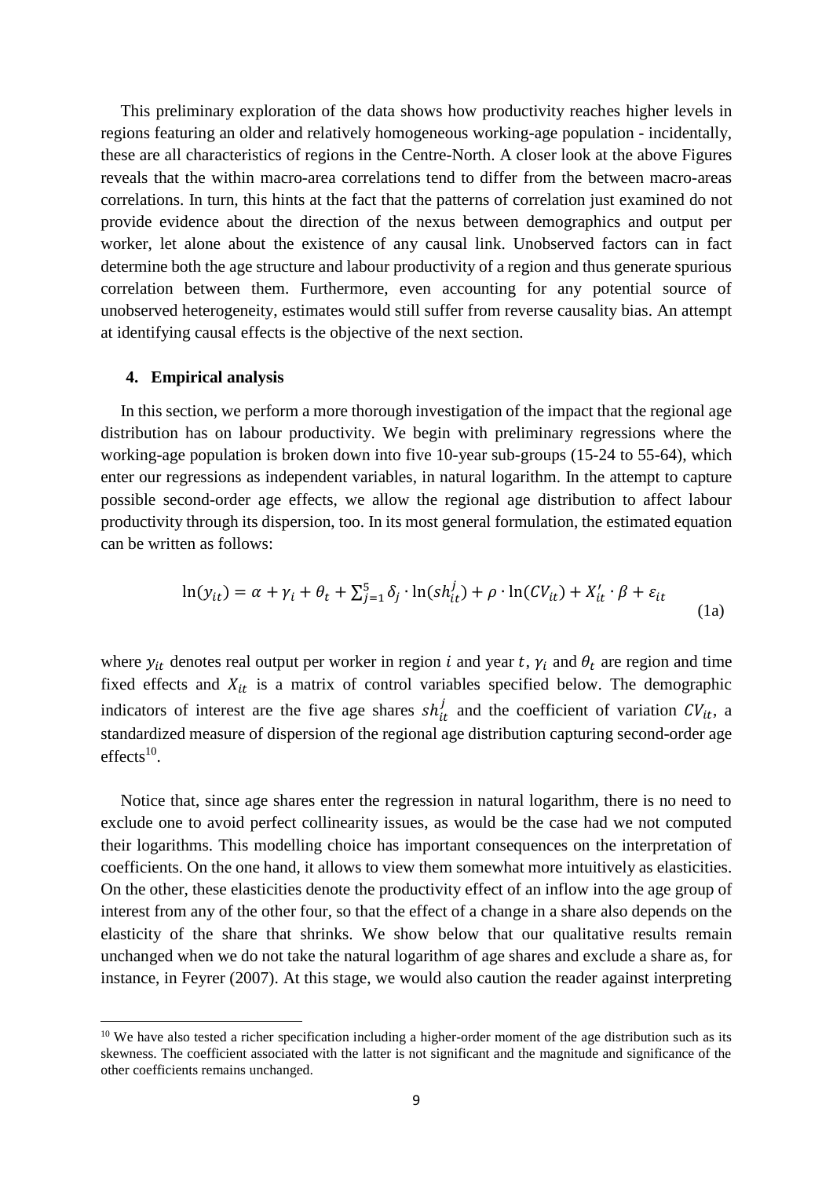This preliminary exploration of the data shows how productivity reaches higher levels in regions featuring an older and relatively homogeneous working-age population - incidentally, these are all characteristics of regions in the Centre-North. A closer look at the above Figures reveals that the within macro-area correlations tend to differ from the between macro-areas correlations. In turn, this hints at the fact that the patterns of correlation just examined do not provide evidence about the direction of the nexus between demographics and output per worker, let alone about the existence of any causal link. Unobserved factors can in fact determine both the age structure and labour productivity of a region and thus generate spurious correlation between them. Furthermore, even accounting for any potential source of unobserved heterogeneity, estimates would still suffer from reverse causality bias. An attempt at identifying causal effects is the objective of the next section.

## 4. Empirical analysis

In this section, we perform a more thorough investigation of the impact that the regional age distribution has on labour productivity. We begin with preliminary regressions where the working-age population is broken down into five 10-year sub-groups (15-24 to 55-64), which enter our regressions as independent variables, in natural logarithm. In the attempt to capture possible second-order age effects, we allow the regional age distribution to affect labour productivity through its dispersion, too. In its most general formulation, the estimated equation can be written as follows:

$$\ln(y_{it}) = \alpha + \gamma_i + \theta_t + \sum_{j=1}^{5} \delta_j \cdot \ln(sh_{it}^j) + \rho \cdot \ln(CV_{it}) + X_{it}' \cdot \beta + \varepsilon_{it} \tag{1a}$$

where $y_{it}$ denotes real output per worker in region $i$ and year $t$, $\gamma_i$ and $\theta_t$ are region and time fixed effects and $X_{it}$ is a matrix of control variables specified below. The demographic indicators of interest are the five age shares $sh_{it}^j$ and the coefficient of variation $CV_{it}$, a standardized measure of dispersion of the regional age distribution capturing second-order age effects[10].

Notice that, since age shares enter the regression in natural logarithm, there is no need to exclude one to avoid perfect collinearity issues, as would be the case had we not computed their logarithms. This modelling choice has important consequences on the interpretation of coefficients. On the one hand, it allows to view them somewhat more intuitively as elasticities. On the other, these elasticities denote the productivity effect of an inflow into the age group of interest from any of the other four, so that the effect of a change in a share also depends on the elasticity of the share that shrinks. We show below that our qualitative results remain unchanged when we do not take the natural logarithm of age shares and exclude a share as, for instance, in Feyrer (2007). At this stage, we would also caution the reader against interpreting

[10] We have also tested a richer specification including a higher-order moment of the age distribution such as its skewness. The coefficient associated with the latter is not significant and the magnitude and significance of the other coefficients remains unchanged.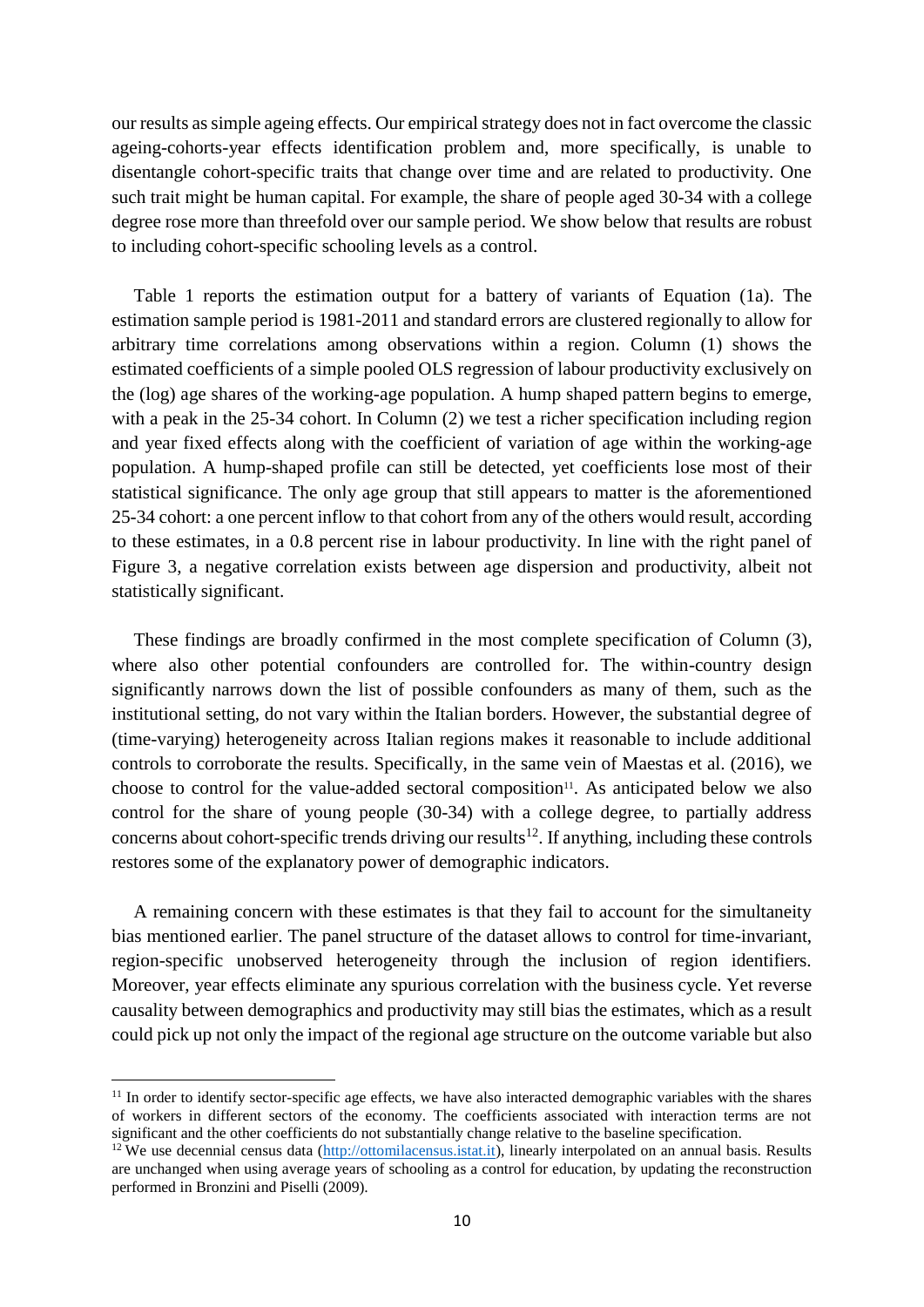our results as simple ageing effects. Our empirical strategy does not in fact overcome the classic ageing-cohorts-year effects identification problem and, more specifically, is unable to disentangle cohort-specific traits that change over time and are related to productivity. One such trait might be human capital. For example, the share of people aged 30-34 with a college degree rose more than threefold over our sample period. We show below that results are robust to including cohort-specific schooling levels as a control.

Table 1 reports the estimation output for a battery of variants of Equation (1a). The estimation sample period is 1981-2011 and standard errors are clustered regionally to allow for arbitrary time correlations among observations within a region. Column (1) shows the estimated coefficients of a simple pooled OLS regression of labour productivity exclusively on the (log) age shares of the working-age population. A hump shaped pattern begins to emerge, with a peak in the 25-34 cohort. In Column (2) we test a richer specification including region and year fixed effects along with the coefficient of variation of age within the working-age population. A hump-shaped profile can still be detected, yet coefficients lose most of their statistical significance. The only age group that still appears to matter is the aforementioned 25-34 cohort: a one percent inflow to that cohort from any of the others would result, according to these estimates, in a 0.8 percent rise in labour productivity. In line with the right panel of Figure 3, a negative correlation exists between age dispersion and productivity, albeit not statistically significant.

These findings are broadly confirmed in the most complete specification of Column (3), where also other potential confounders are controlled for. The within-country design significantly narrows down the list of possible confounders as many of them, such as the institutional setting, do not vary within the Italian borders. However, the substantial degree of (time-varying) heterogeneity across Italian regions makes it reasonable to include additional controls to corroborate the results. Specifically, in the same vein of Maestas et al. (2016), we choose to control for the value-added sectoral composition[11]. As anticipated below we also control for the share of young people (30-34) with a college degree, to partially address concerns about cohort-specific trends driving our results[12]. If anything, including these controls restores some of the explanatory power of demographic indicators.

A remaining concern with these estimates is that they fail to account for the simultaneity bias mentioned earlier. The panel structure of the dataset allows to control for time-invariant, region-specific unobserved heterogeneity through the inclusion of region identifiers. Moreover, year effects eliminate any spurious correlation with the business cycle. Yet reverse causality between demographics and productivity may still bias the estimates, which as a result could pick up not only the impact of the regional age structure on the outcome variable but also

[11] In order to identify sector-specific age effects, we have also interacted demographic variables with the shares of workers in different sectors of the economy. The coefficients associated with interaction terms are not significant and the other coefficients do not substantially change relative to the baseline specification.

[12] We use decennial census data (http://ottomilacensus.istat.it), linearly interpolated on an annual basis. Results are unchanged when using average years of schooling as a control for education, by updating the reconstruction performed in Bronzini and Piselli (2009).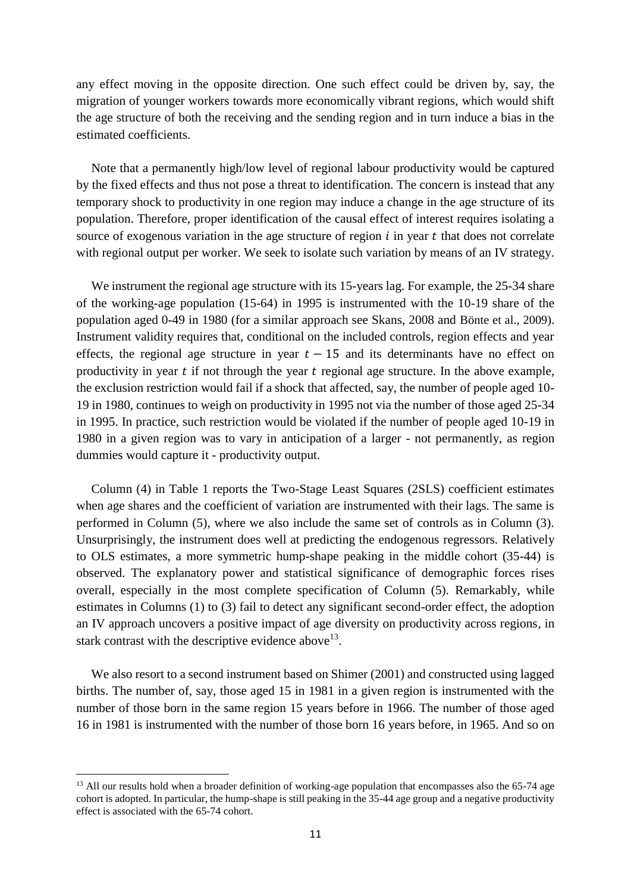any effect moving in the opposite direction. One such effect could be driven by, say, the migration of younger workers towards more economically vibrant regions, which would shift the age structure of both the receiving and the sending region and in turn induce a bias in the estimated coefficients.

Note that a permanently high/low level of regional labour productivity would be captured by the fixed effects and thus not pose a threat to identification. The concern is instead that any temporary shock to productivity in one region may induce a change in the age structure of its population. Therefore, proper identification of the causal effect of interest requires isolating a source of exogenous variation in the age structure of region $i$ in year $t$ that does not correlate with regional output per worker. We seek to isolate such variation by means of an IV strategy.

We instrument the regional age structure with its 15-years lag. For example, the 25-34 share of the working-age population (15-64) in 1995 is instrumented with the 10-19 share of the population aged 0-49 in 1980 (for a similar approach see Skans, 2008 and Bönte et al., 2009). Instrument validity requires that, conditional on the included controls, region effects and year effects, the regional age structure in year $t - 15$ and its determinants have no effect on productivity in year $t$ if not through the year $t$ regional age structure. In the above example, the exclusion restriction would fail if a shock that affected, say, the number of people aged 10-19 in 1980, continues to weigh on productivity in 1995 not via the number of those aged 25-34 in 1995. In practice, such restriction would be violated if the number of people aged 10-19 in 1980 in a given region was to vary in anticipation of a larger - not permanently, as region dummies would capture it - productivity output.

Column (4) in Table 1 reports the Two-Stage Least Squares (2SLS) coefficient estimates when age shares and the coefficient of variation are instrumented with their lags. The same is performed in Column (5), where we also include the same set of controls as in Column (3). Unsurprisingly, the instrument does well at predicting the endogenous regressors. Relatively to OLS estimates, a more symmetric hump-shape peaking in the middle cohort (35-44) is observed. The explanatory power and statistical significance of demographic forces rises overall, especially in the most complete specification of Column (5). Remarkably, while estimates in Columns (1) to (3) fail to detect any significant second-order effect, the adoption an IV approach uncovers a positive impact of age diversity on productivity across regions, in stark contrast with the descriptive evidence above[13].

We also resort to a second instrument based on Shimer (2001) and constructed using lagged births. The number of, say, those aged 15 in 1981 in a given region is instrumented with the number of those born in the same region 15 years before in 1966. The number of those aged 16 in 1981 is instrumented with the number of those born 16 years before, in 1965. And so on

[13] All our results hold when a broader definition of working-age population that encompasses also the 65-74 age cohort is adopted. In particular, the hump-shape is still peaking in the 35-44 age group and a negative productivity effect is associated with the 65-74 cohort.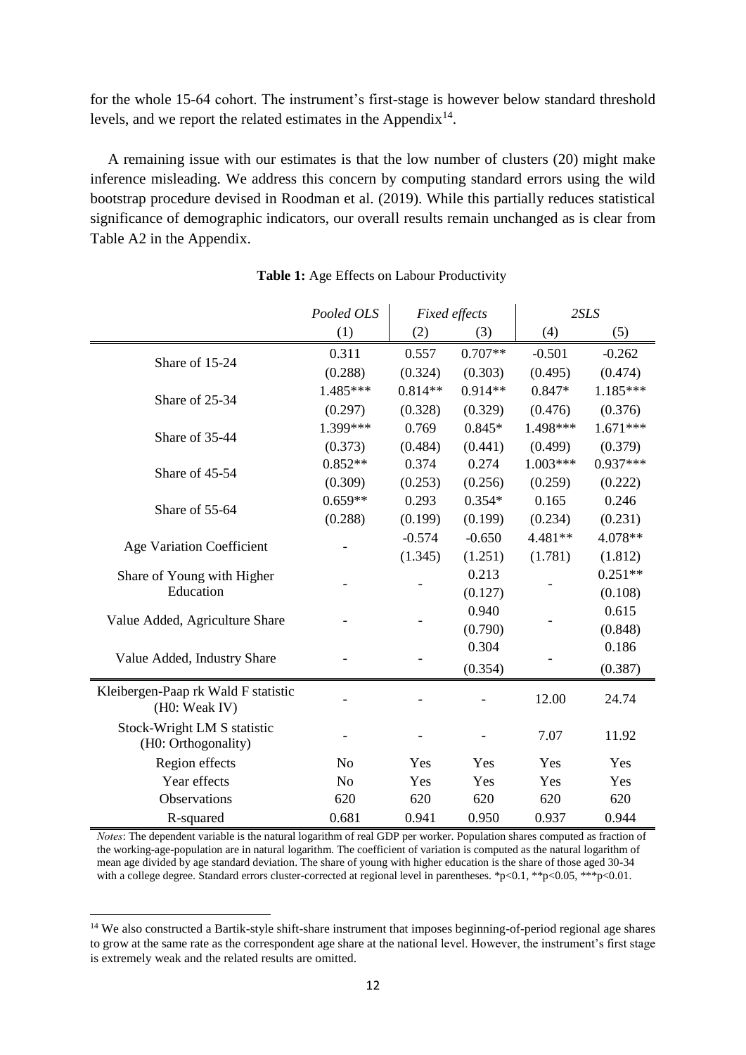for the whole 15-64 cohort. The instrument's first-stage is however below standard threshold levels, and we report the related estimates in the Appendix[14].

A remaining issue with our estimates is that the low number of clusters (20) might make inference misleading. We address this concern by computing standard errors using the wild bootstrap procedure devised in Roodman et al. (2019). While this partially reduces statistical significance of demographic indicators, our overall results remain unchanged as is clear from Table A2 in the Appendix.

**Table 1:** Age Effects on Labour Productivity

| | *Pooled OLS* | *Fixed effects* | | *2SLS* | |
|---|---|---|---|---|---|
| | (1) | (2) | (3) | (4) | (5) |
| Share of 15-24 | 0.311 | 0.557 | 0.707** | -0.501 | -0.262 |
| | (0.288) | (0.324) | (0.303) | (0.495) | (0.474) |
| Share of 25-34 | 1.485*** | 0.814** | 0.914** | 0.847* | 1.185*** |
| | (0.297) | (0.328) | (0.329) | (0.476) | (0.376) |
| Share of 35-44 | 1.399*** | 0.769 | 0.845* | 1.498*** | 1.671*** |
| | (0.373) | (0.484) | (0.441) | (0.499) | (0.379) |
| Share of 45-54 | 0.852** | 0.374 | 0.274 | 1.003*** | 0.937*** |
| | (0.309) | (0.253) | (0.256) | (0.259) | (0.222) |
| Share of 55-64 | 0.659** | 0.293 | 0.354* | 0.165 | 0.246 |
| | (0.288) | (0.199) | (0.199) | (0.234) | (0.231) |
| Age Variation Coefficient | - | -0.574 | -0.650 | 4.481** | 4.078** |
| | | (1.345) | (1.251) | (1.781) | (1.812) |
| Share of Young with Higher Education | - | - | 0.213 | - | 0.251** |
| | | | (0.127) | | (0.108) |
| Value Added, Agriculture Share | - | - | 0.940 | - | 0.615 |
| | | | (0.790) | | (0.848) |
| Value Added, Industry Share | - | - | 0.304 | - | 0.186 |
| | | | (0.354) | | (0.387) |
| Kleibergen-Paap rk Wald F statistic (H0: Weak IV) | - | - | - | 12.00 | 24.74 |
| Stock-Wright LM S statistic (H0: Orthogonality) | - | - | - | 7.07 | 11.92 |
| Region effects | No | Yes | Yes | Yes | Yes |
| Year effects | No | Yes | Yes | Yes | Yes |
| Observations | 620 | 620 | 620 | 620 | 620 |
| R-squared | 0.681 | 0.941 | 0.950 | 0.937 | 0.944 |

*Notes*: The dependent variable is the natural logarithm of real GDP per worker. Population shares computed as fraction of the working-age-population are in natural logarithm. The coefficient of variation is computed as the natural logarithm of mean age divided by age standard deviation. The share of young with higher education is the share of those aged 30-34 with a college degree. Standard errors cluster-corrected at regional level in parentheses. *p<0.1, **p<0.05, ***p<0.01.

[14] We also constructed a Bartik-style shift-share instrument that imposes beginning-of-period regional age shares to grow at the same rate as the correspondent age share at the national level. However, the instrument's first stage is extremely weak and the related results are omitted.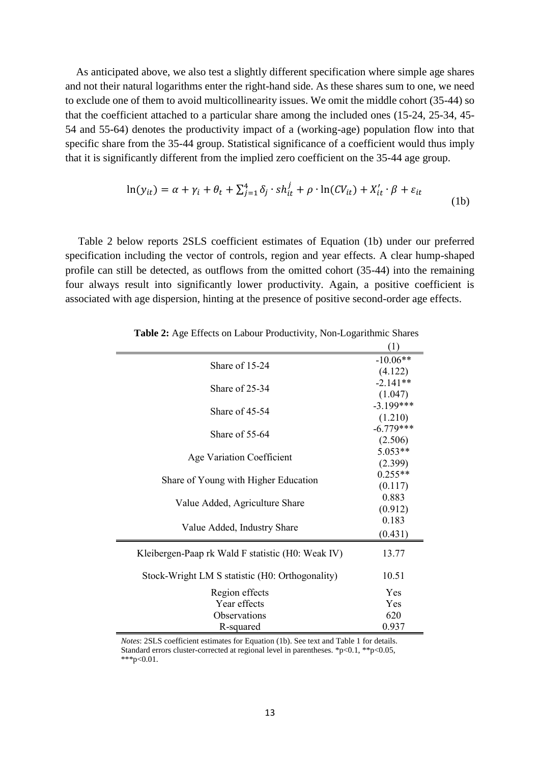As anticipated above, we also test a slightly different specification where simple age shares and not their natural logarithms enter the right-hand side. As these shares sum to one, we need to exclude one of them to avoid multicollinearity issues. We omit the middle cohort (35-44) so that the coefficient attached to a particular share among the included ones (15-24, 25-34, 45-54 and 55-64) denotes the productivity impact of a (working-age) population flow into that specific share from the 35-44 group. Statistical significance of a coefficient would thus imply that it is significantly different from the implied zero coefficient on the 35-44 age group.

$$\ln(y_{it}) = \alpha + \gamma_i + \theta_t + \sum_{j=1}^{4} \delta_j \cdot sh_{it}^{j} + \rho \cdot \ln(CV_{it}) + X_{it}' \cdot \beta + \varepsilon_{it} \tag{1b}$$

Table 2 below reports 2SLS coefficient estimates of Equation (1b) under our preferred specification including the vector of controls, region and year effects. A clear hump-shaped profile can still be detected, as outflows from the omitted cohort (35-44) into the remaining four always result into significantly lower productivity. Again, a positive coefficient is associated with age dispersion, hinting at the presence of positive second-order age effects.

**Table 2:** Age Effects on Labour Productivity, Non-Logarithmic Shares

| | (1) |
|---|---|
| Share of 15-24 | -10.06** |
| | (4.122) |
| Share of 25-34 | -2.141** |
| | (1.047) |
| Share of 45-54 | -3.199*** |
| | (1.210) |
| Share of 55-64 | -6.779*** |
| | (2.506) |
| Age Variation Coefficient | 5.053** |
| | (2.399) |
| Share of Young with Higher Education | 0.255** |
| | (0.117) |
| Value Added, Agriculture Share | 0.883 |
| | (0.912) |
| Value Added, Industry Share | 0.183 |
| | (0.431) |
| Kleibergen-Paap rk Wald F statistic (H0: Weak IV) | 13.77 |
| Stock-Wright LM S statistic (H0: Orthogonality) | 10.51 |
| Region effects | Yes |
| Year effects | Yes |
| Observations | 620 |
| R-squared | 0.937 |

*Notes*: 2SLS coefficient estimates for Equation (1b). See text and Table 1 for details. Standard errors cluster-corrected at regional level in parentheses. *p<0.1, **p<0.05, ***p<0.01.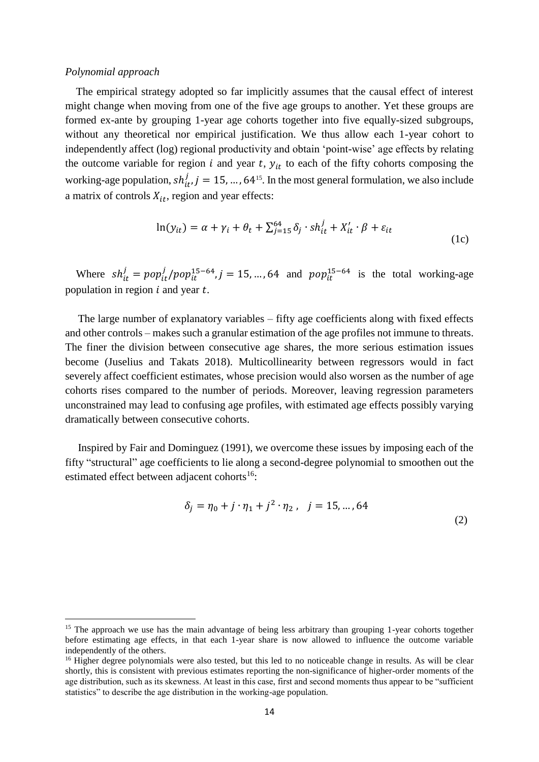*Polynomial approach*

The empirical strategy adopted so far implicitly assumes that the causal effect of interest might change when moving from one of the five age groups to another. Yet these groups are formed ex-ante by grouping 1-year age cohorts together into five equally-sized subgroups, without any theoretical nor empirical justification. We thus allow each 1-year cohort to independently affect (log) regional productivity and obtain 'point-wise' age effects by relating the outcome variable for region $i$ and year $t$, $y_{it}$ to each of the fifty cohorts composing the working-age population, $sh_{it}^{j}, j = 15, \ldots, 64$[15]. In the most general formulation, we also include a matrix of controls $X_{it}$, region and year effects:

$$\ln(y_{it}) = \alpha + \gamma_i + \theta_t + \sum_{j=15}^{64} \delta_j \cdot sh_{it}^{j} + X_{it}' \cdot \beta + \varepsilon_{it} \tag{1c}$$

Where $sh_{it}^{j} = pop_{it}^{j} / pop_{it}^{15-64}, j = 15, \ldots, 64$ and $pop_{it}^{15-64}$ is the total working-age population in region $i$ and year $t$.

The large number of explanatory variables – fifty age coefficients along with fixed effects and other controls – makes such a granular estimation of the age profiles not immune to threats. The finer the division between consecutive age shares, the more serious estimation issues become (Juselius and Takats 2018). Multicollinearity between regressors would in fact severely affect coefficient estimates, whose precision would also worsen as the number of age cohorts rises compared to the number of periods. Moreover, leaving regression parameters unconstrained may lead to confusing age profiles, with estimated age effects possibly varying dramatically between consecutive cohorts.

Inspired by Fair and Dominguez (1991), we overcome these issues by imposing each of the fifty "structural" age coefficients to lie along a second-degree polynomial to smoothen out the estimated effect between adjacent cohorts[16]:

$$\delta_j = \eta_0 + j \cdot \eta_1 + j^2 \cdot \eta_2 \,, \quad j = 15, \ldots, 64 \tag{2}$$

[15] The approach we use has the main advantage of being less arbitrary than grouping 1-year cohorts together before estimating age effects, in that each 1-year share is now allowed to influence the outcome variable independently of the others.

[16] Higher degree polynomials were also tested, but this led to no noticeable change in results. As will be clear shortly, this is consistent with previous estimates reporting the non-significance of higher-order moments of the age distribution, such as its skewness. At least in this case, first and second moments thus appear to be "sufficient statistics" to describe the age distribution in the working-age population.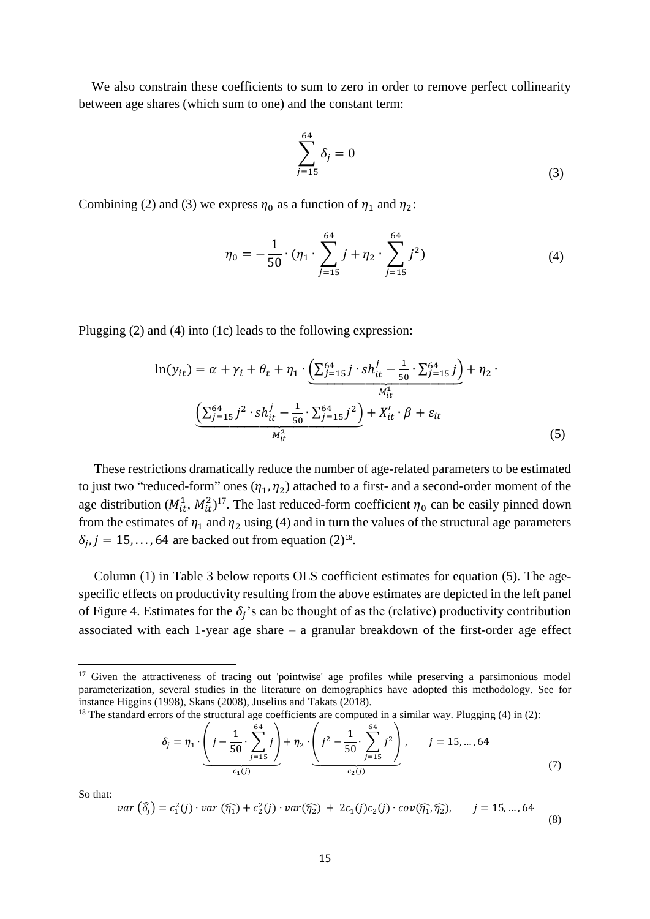We also constrain these coefficients to sum to zero in order to remove perfect collinearity between age shares (which sum to one) and the constant term:

$$\sum_{j=15}^{64} \delta_j = 0 \tag{3}$$

Combining (2) and (3) we express $\eta_0$ as a function of $\eta_1$ and $\eta_2$:

$$\eta_0 = -\frac{1}{50} \cdot (\eta_1 \cdot \sum_{j=15}^{64} j + \eta_2 \cdot \sum_{j=15}^{64} j^2) \tag{4}$$

Plugging (2) and (4) into (1c) leads to the following expression:

$$\ln(y_{it}) = \alpha + \gamma_i + \theta_t + \eta_1 \cdot \underbrace{\left(\sum_{j=15}^{64} j \cdot sh_{it}^j - \frac{1}{50} \cdot \sum_{j=15}^{64} j\right)}_{M_{it}^1} + \eta_2 \cdot \underbrace{\left(\sum_{j=15}^{64} j^2 \cdot sh_{it}^j - \frac{1}{50} \cdot \sum_{j=15}^{64} j^2\right)}_{M_{it}^2} + X_{it}' \cdot \beta + \varepsilon_{it} \tag{5}$$

These restrictions dramatically reduce the number of age-related parameters to be estimated to just two "reduced-form" ones $(\eta_1, \eta_2)$ attached to a first- and a second-order moment of the age distribution $(M_{it}^1, M_{it}^2)$[17]. The last reduced-form coefficient $\eta_0$ can be easily pinned down from the estimates of $\eta_1$ and $\eta_2$ using (4) and in turn the values of the structural age parameters $\delta_j, j = 15, \ldots, 64$ are backed out from equation (2)[18].

Column (1) in Table 3 below reports OLS coefficient estimates for equation (5). The age-specific effects on productivity resulting from the above estimates are depicted in the left panel of Figure 4. Estimates for the $\delta_j$'s can be thought of as the (relative) productivity contribution associated with each 1-year age share – a granular breakdown of the first-order age effect

[17] Given the attractiveness of tracing out 'pointwise' age profiles while preserving a parsimonious model parameterization, several studies in the literature on demographics have adopted this methodology. See for instance Higgins (1998), Skans (2008), Juselius and Takats (2018).

[18] The standard errors of the structural age coefficients are computed in a similar way. Plugging (4) in (2):

$$\delta_j = \eta_1 \cdot \underbrace{\left(j - \frac{1}{50} \cdot \sum_{j=15}^{64} j\right)}_{c_1(j)} + \eta_2 \cdot \underbrace{\left(j^2 - \frac{1}{50} \cdot \sum_{j=15}^{64} j^2\right)}_{c_2(j)}, \qquad j = 15, \ldots, 64 \tag{7}$$

So that:

$$var\left(\hat{\delta}_j\right) = c_1^2(j) \cdot var\left(\widehat{\eta_1}\right) + c_2^2(j) \cdot var\left(\widehat{\eta_2}\right) + 2c_1(j)c_2(j) \cdot cov\left(\widehat{\eta_1}, \widehat{\eta_2}\right), \qquad j = 15, \ldots, 64 \tag{8}$$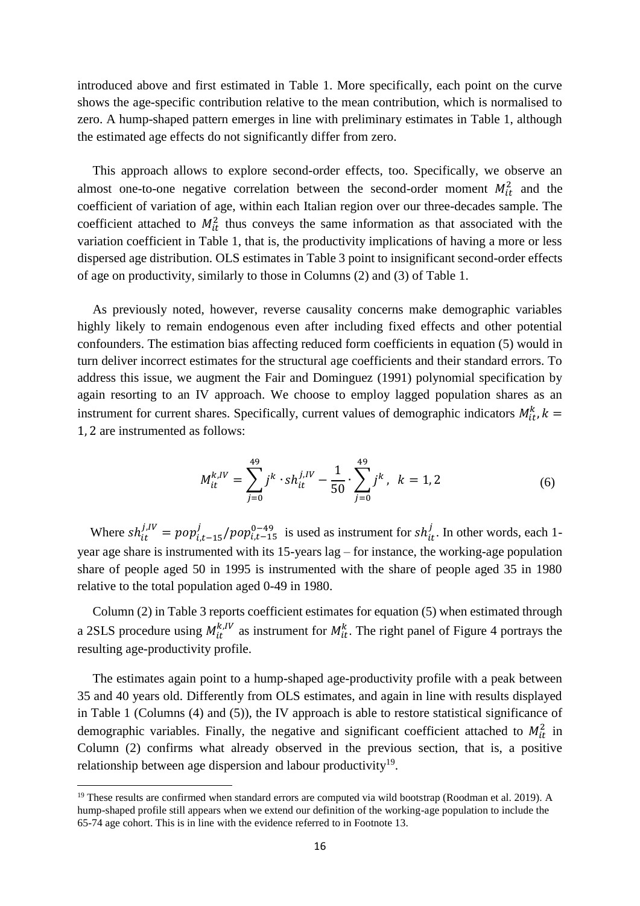introduced above and first estimated in Table 1. More specifically, each point on the curve shows the age-specific contribution relative to the mean contribution, which is normalised to zero. A hump-shaped pattern emerges in line with preliminary estimates in Table 1, although the estimated age effects do not significantly differ from zero.

This approach allows to explore second-order effects, too. Specifically, we observe an almost one-to-one negative correlation between the second-order moment $M_{it}^{2}$ and the coefficient of variation of age, within each Italian region over our three-decades sample. The coefficient attached to $M_{it}^{2}$ thus conveys the same information as that associated with the variation coefficient in Table 1, that is, the productivity implications of having a more or less dispersed age distribution. OLS estimates in Table 3 point to insignificant second-order effects of age on productivity, similarly to those in Columns (2) and (3) of Table 1.

As previously noted, however, reverse causality concerns make demographic variables highly likely to remain endogenous even after including fixed effects and other potential confounders. The estimation bias affecting reduced form coefficients in equation (5) would in turn deliver incorrect estimates for the structural age coefficients and their standard errors. To address this issue, we augment the Fair and Dominguez (1991) polynomial specification by again resorting to an IV approach. We choose to employ lagged population shares as an instrument for current shares. Specifically, current values of demographic indicators $M_{it}^{k}, k = 1, 2$ are instrumented as follows:

$$M_{it}^{k,IV} = \sum_{j=0}^{49} j^{k} \cdot sh_{it}^{j,IV} - \frac{1}{50} \cdot \sum_{j=0}^{49} j^{k}, \;\; k = 1, 2 \qquad (6)$$

Where $sh_{it}^{j,IV} = pop_{i,t-15}^{j} / pop_{i,t-15}^{0-49}$ is used as instrument for $sh_{it}^{j}$. In other words, each 1-year age share is instrumented with its 15-years lag – for instance, the working-age population share of people aged 50 in 1995 is instrumented with the share of people aged 35 in 1980 relative to the total population aged 0-49 in 1980.

Column (2) in Table 3 reports coefficient estimates for equation (5) when estimated through a 2SLS procedure using $M_{it}^{k,IV}$ as instrument for $M_{it}^{k}$. The right panel of Figure 4 portrays the resulting age-productivity profile.

The estimates again point to a hump-shaped age-productivity profile with a peak between 35 and 40 years old. Differently from OLS estimates, and again in line with results displayed in Table 1 (Columns (4) and (5)), the IV approach is able to restore statistical significance of demographic variables. Finally, the negative and significant coefficient attached to $M_{it}^{2}$ in Column (2) confirms what already observed in the previous section, that is, a positive relationship between age dispersion and labour productivity[19].

[19] These results are confirmed when standard errors are computed via wild bootstrap (Roodman et al. 2019). A hump-shaped profile still appears when we extend our definition of the working-age population to include the 65-74 age cohort. This is in line with the evidence referred to in Footnote 13.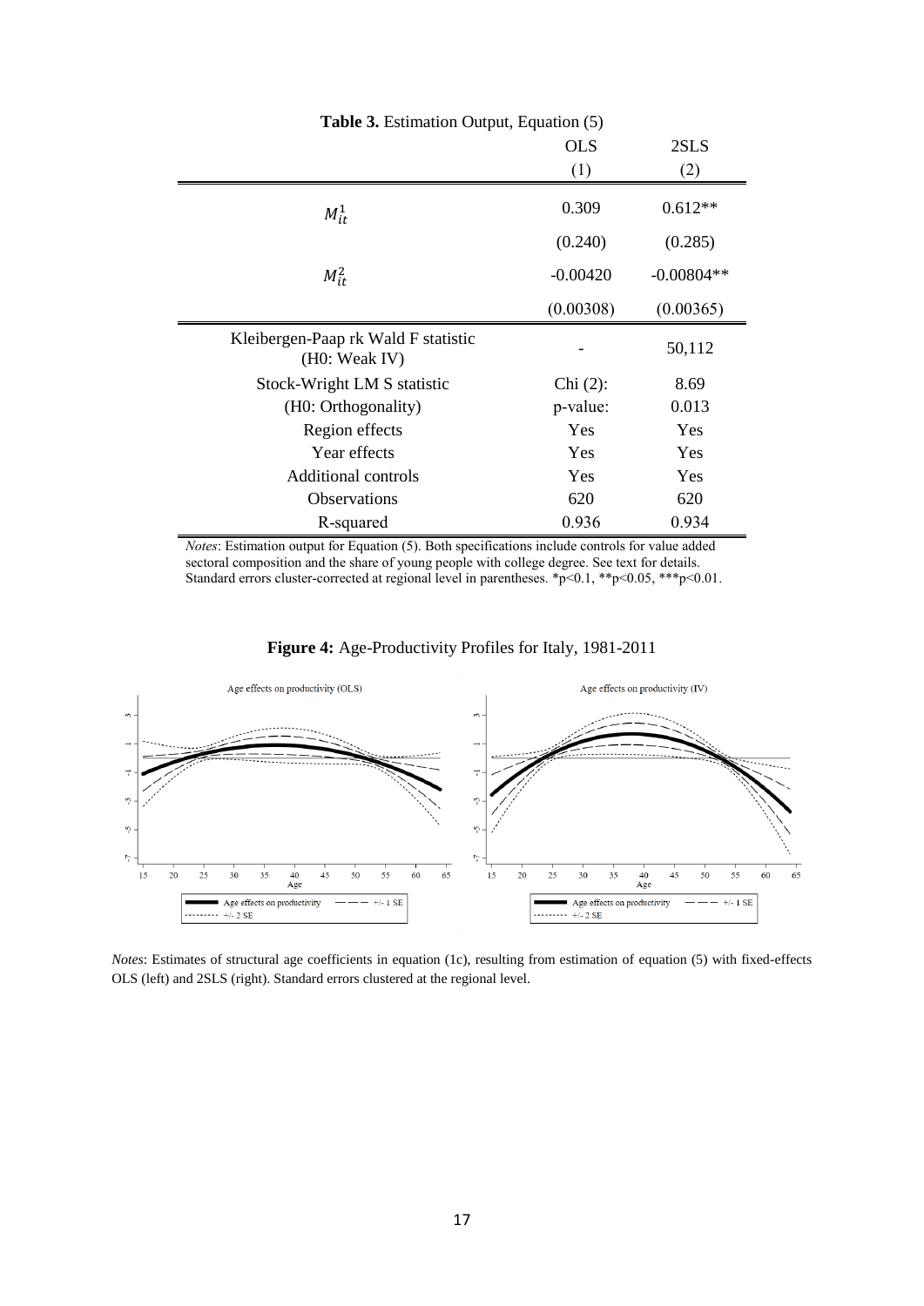**Table 3.** Estimation Output, Equation (5)

| | OLS | 2SLS |
|---|---|---|
| | (1) | (2) |
| $M_{it}^1$ | 0.309 | 0.612** |
| | (0.240) | (0.285) |
| $M_{it}^2$ | -0.00420 | -0.00804** |
| | (0.00308) | (0.00365) |
| Kleibergen-Paap rk Wald F statistic (H0: Weak IV) | - | 50,112 |
| Stock-Wright LM S statistic | Chi (2): | 8.69 |
| (H0: Orthogonality) | p-value: | 0.013 |
| Region effects | Yes | Yes |
| Year effects | Yes | Yes |
| Additional controls | Yes | Yes |
| Observations | 620 | 620 |
| R-squared | 0.936 | 0.934 |

*Notes*: Estimation output for Equation (5). Both specifications include controls for value added sectoral composition and the share of young people with college degree. See text for details. Standard errors cluster-corrected at regional level in parentheses. *p<0.1, **p<0.05, ***p<0.01.

**Figure 4:** Age-Productivity Profiles for Italy, 1981-2011

Age effects on productivity (OLS)

Age effects on productivity (IV)

3
1
-1
-3
-5
-7

15 20 25 30 35 40 45 50 55 60 65
Age

Age effects on productivity
+/- 1 SE
+/- 2 SE

*Notes*: Estimates of structural age coefficients in equation (1c), resulting from estimation of equation (5) with fixed-effects OLS (left) and 2SLS (right). Standard errors clustered at the regional level.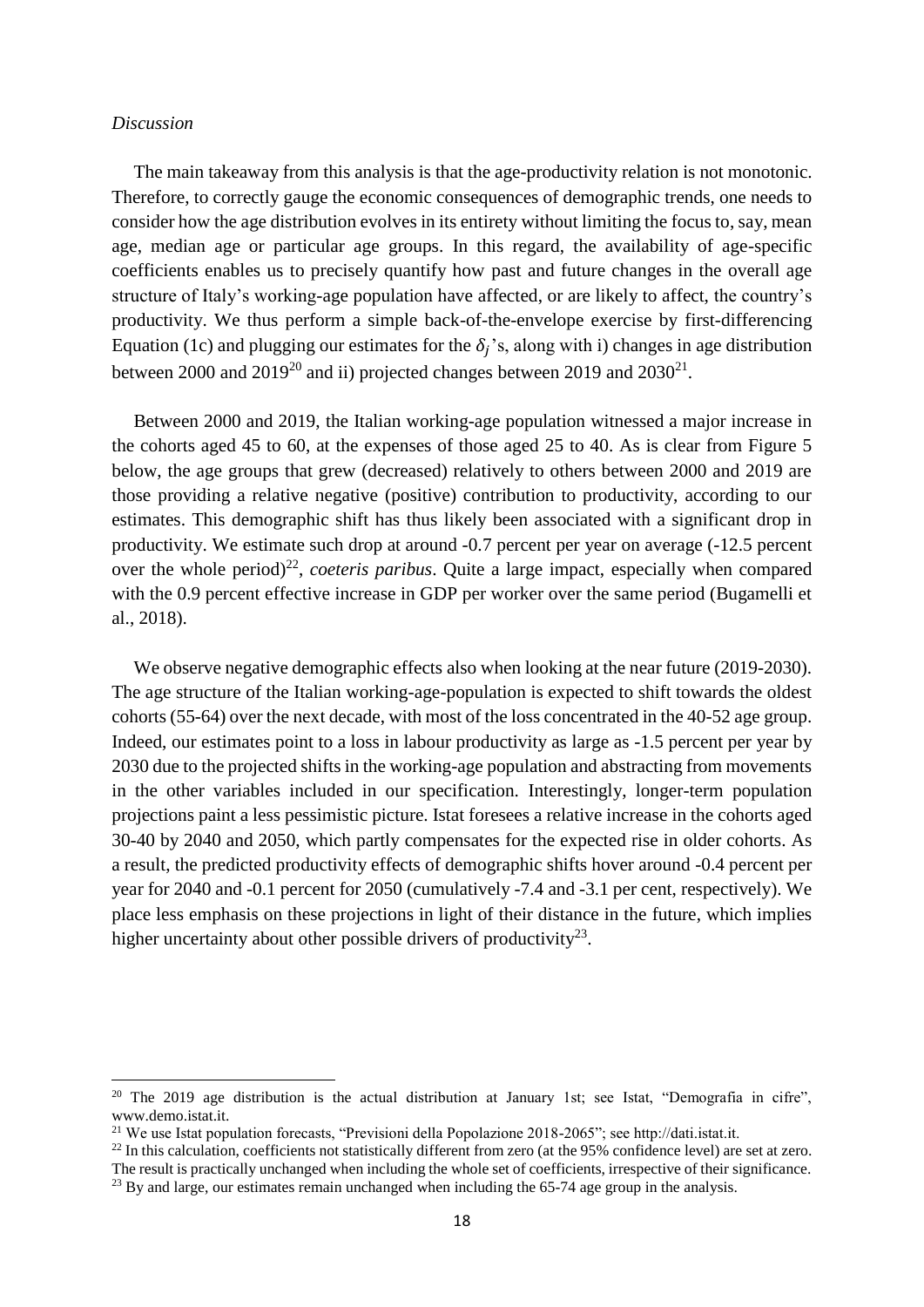*Discussion*

The main takeaway from this analysis is that the age-productivity relation is not monotonic. Therefore, to correctly gauge the economic consequences of demographic trends, one needs to consider how the age distribution evolves in its entirety without limiting the focus to, say, mean age, median age or particular age groups. In this regard, the availability of age-specific coefficients enables us to precisely quantify how past and future changes in the overall age structure of Italy's working-age population have affected, or are likely to affect, the country's productivity. We thus perform a simple back-of-the-envelope exercise by first-differencing Equation (1c) and plugging our estimates for the $\delta_j$'s, along with i) changes in age distribution between 2000 and 2019[20] and ii) projected changes between 2019 and 2030[21].

Between 2000 and 2019, the Italian working-age population witnessed a major increase in the cohorts aged 45 to 60, at the expenses of those aged 25 to 40. As is clear from Figure 5 below, the age groups that grew (decreased) relatively to others between 2000 and 2019 are those providing a relative negative (positive) contribution to productivity, according to our estimates. This demographic shift has thus likely been associated with a significant drop in productivity. We estimate such drop at around -0.7 percent per year on average (-12.5 percent over the whole period)[22], *coeteris paribus*. Quite a large impact, especially when compared with the 0.9 percent effective increase in GDP per worker over the same period (Bugamelli et al., 2018).

We observe negative demographic effects also when looking at the near future (2019-2030). The age structure of the Italian working-age-population is expected to shift towards the oldest cohorts (55-64) over the next decade, with most of the loss concentrated in the 40-52 age group. Indeed, our estimates point to a loss in labour productivity as large as -1.5 percent per year by 2030 due to the projected shifts in the working-age population and abstracting from movements in the other variables included in our specification. Interestingly, longer-term population projections paint a less pessimistic picture. Istat foresees a relative increase in the cohorts aged 30-40 by 2040 and 2050, which partly compensates for the expected rise in older cohorts. As a result, the predicted productivity effects of demographic shifts hover around -0.4 percent per year for 2040 and -0.1 percent for 2050 (cumulatively -7.4 and -3.1 per cent, respectively). We place less emphasis on these projections in light of their distance in the future, which implies higher uncertainty about other possible drivers of productivity[23].

---

[20] The 2019 age distribution is the actual distribution at January 1st; see Istat, "Demografia in cifre", www.demo.istat.it.

[21] We use Istat population forecasts, "Previsioni della Popolazione 2018-2065"; see http://dati.istat.it.

[22] In this calculation, coefficients not statistically different from zero (at the 95% confidence level) are set at zero. The result is practically unchanged when including the whole set of coefficients, irrespective of their significance.

[23] By and large, our estimates remain unchanged when including the 65-74 age group in the analysis.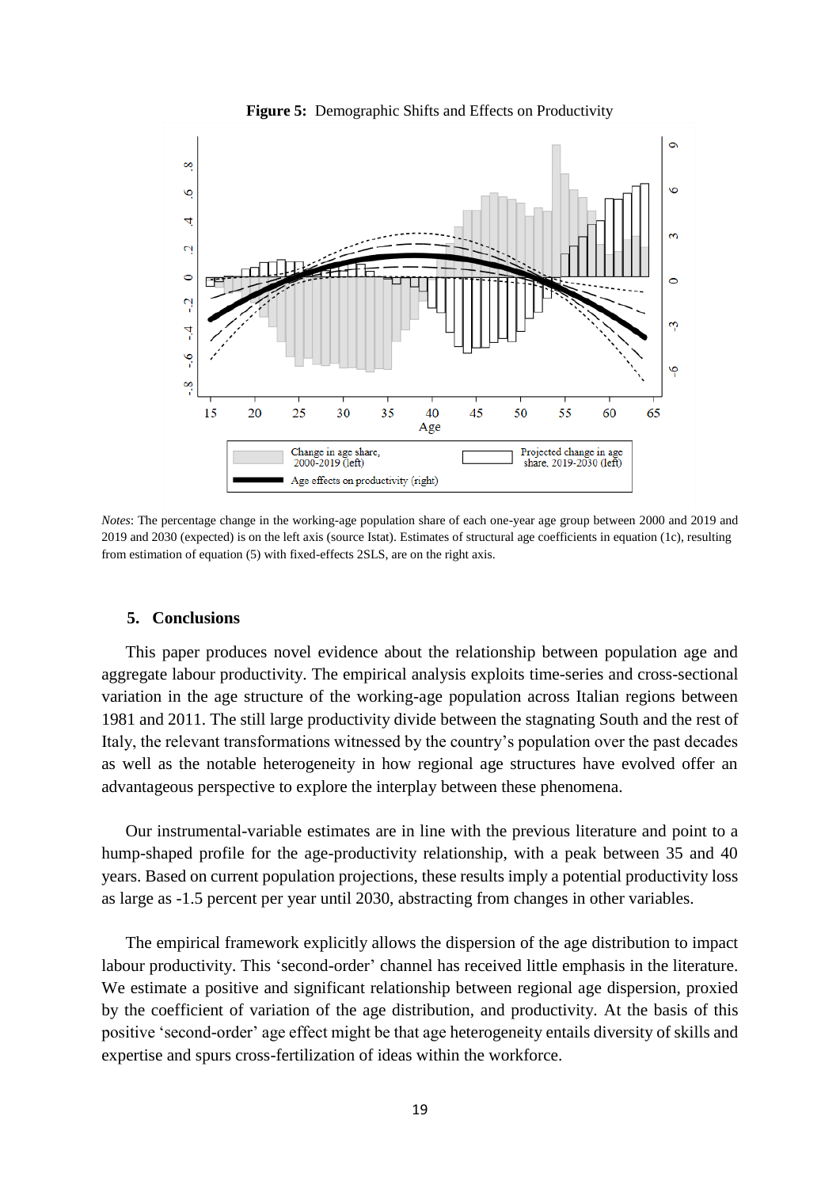**Figure 5:** Demographic Shifts and Effects on Productivity

-.8 -.6 -.4 -.2 0 .2 .4 .6 .8

-6 -3 0 3 6 9

15 20 25 30 35 40 45 50 55 60 65

Age

Change in age share, 2000-2019 (left)

Projected change in age share, 2019-2030 (left)

Age effects on productivity (right)

*Notes*: The percentage change in the working-age population share of each one-year age group between 2000 and 2019 and 2019 and 2030 (expected) is on the left axis (source Istat). Estimates of structural age coefficients in equation (1c), resulting from estimation of equation (5) with fixed-effects 2SLS, are on the right axis.

## 5. Conclusions

This paper produces novel evidence about the relationship between population age and aggregate labour productivity. The empirical analysis exploits time-series and cross-sectional variation in the age structure of the working-age population across Italian regions between 1981 and 2011. The still large productivity divide between the stagnating South and the rest of Italy, the relevant transformations witnessed by the country's population over the past decades as well as the notable heterogeneity in how regional age structures have evolved offer an advantageous perspective to explore the interplay between these phenomena.

Our instrumental-variable estimates are in line with the previous literature and point to a hump-shaped profile for the age-productivity relationship, with a peak between 35 and 40 years. Based on current population projections, these results imply a potential productivity loss as large as -1.5 percent per year until 2030, abstracting from changes in other variables.

The empirical framework explicitly allows the dispersion of the age distribution to impact labour productivity. This 'second-order' channel has received little emphasis in the literature. We estimate a positive and significant relationship between regional age dispersion, proxied by the coefficient of variation of the age distribution, and productivity. At the basis of this positive 'second-order' age effect might be that age heterogeneity entails diversity of skills and expertise and spurs cross-fertilization of ideas within the workforce.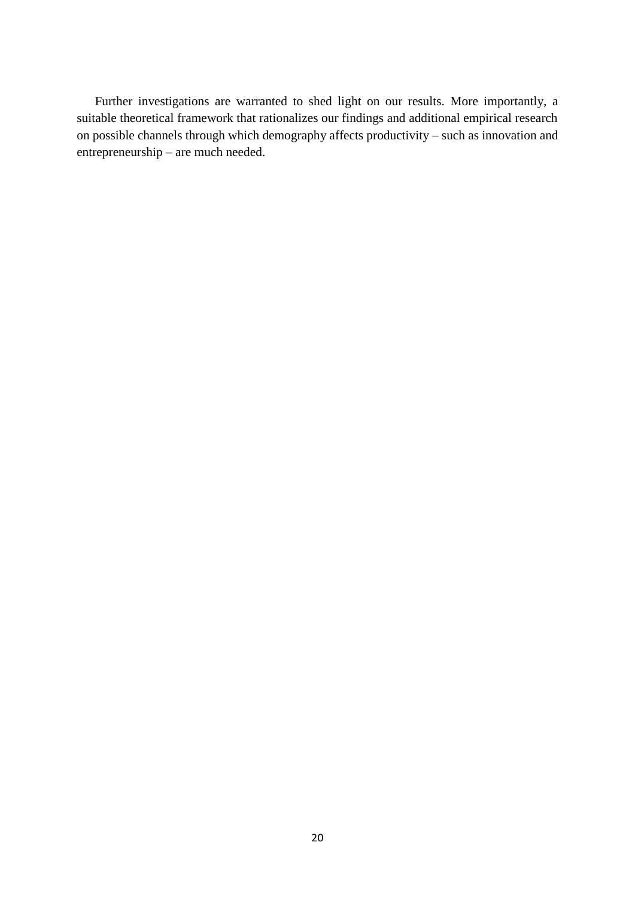Further investigations are warranted to shed light on our results. More importantly, a suitable theoretical framework that rationalizes our findings and additional empirical research on possible channels through which demography affects productivity – such as innovation and entrepreneurship – are much needed.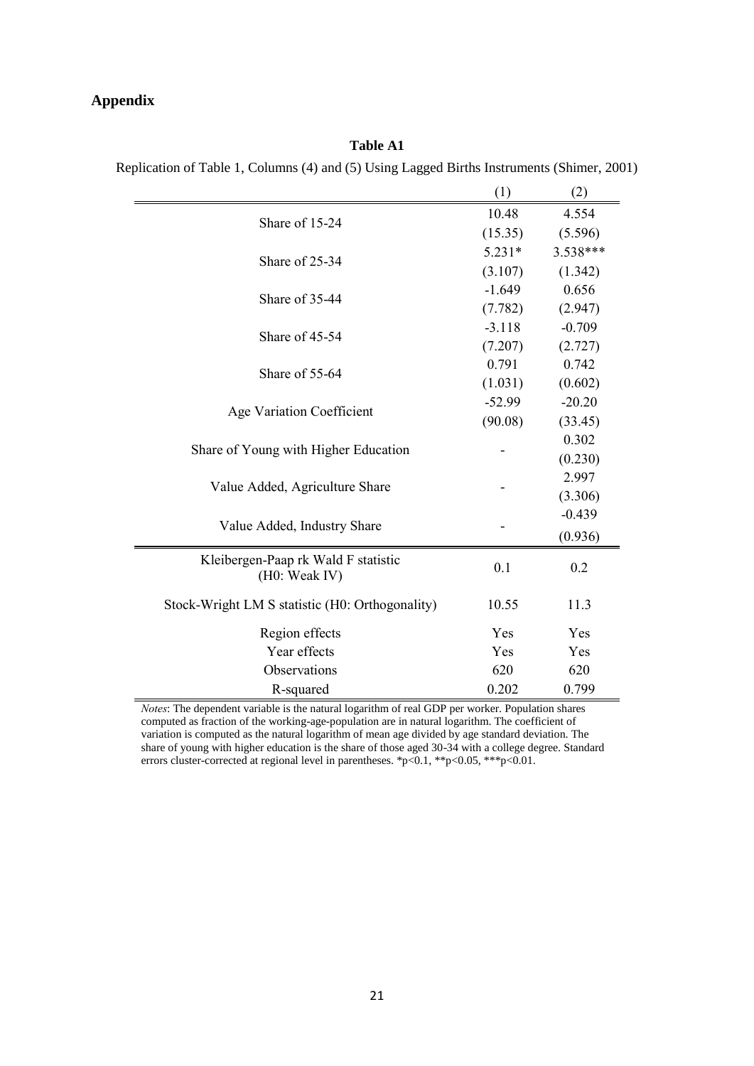## Appendix

**Table A1**

Replication of Table 1, Columns (4) and (5) Using Lagged Births Instruments (Shimer, 2001)

| | (1) | (2) |
|---|---|---|
| Share of 15-24 | 10.48 | 4.554 |
| | (15.35) | (5.596) |
| Share of 25-34 | 5.231* | 3.538*** |
| | (3.107) | (1.342) |
| Share of 35-44 | -1.649 | 0.656 |
| | (7.782) | (2.947) |
| Share of 45-54 | -3.118 | -0.709 |
| | (7.207) | (2.727) |
| Share of 55-64 | 0.791 | 0.742 |
| | (1.031) | (0.602) |
| Age Variation Coefficient | -52.99 | -20.20 |
| | (90.08) | (33.45) |
| Share of Young with Higher Education | - | 0.302 |
| | | (0.230) |
| Value Added, Agriculture Share | - | 2.997 |
| | | (3.306) |
| Value Added, Industry Share | - | -0.439 |
| | | (0.936) |
| Kleibergen-Paap rk Wald F statistic (H0: Weak IV) | 0.1 | 0.2 |
| Stock-Wright LM S statistic (H0: Orthogonality) | 10.55 | 11.3 |
| Region effects | Yes | Yes |
| Year effects | Yes | Yes |
| Observations | 620 | 620 |
| R-squared | 0.202 | 0.799 |

*Notes*: The dependent variable is the natural logarithm of real GDP per worker. Population shares computed as fraction of the working-age-population are in natural logarithm. The coefficient of variation is computed as the natural logarithm of mean age divided by age standard deviation. The share of young with higher education is the share of those aged 30-34 with a college degree. Standard errors cluster-corrected at regional level in parentheses. *p<0.1, **p<0.05, ***p<0.01.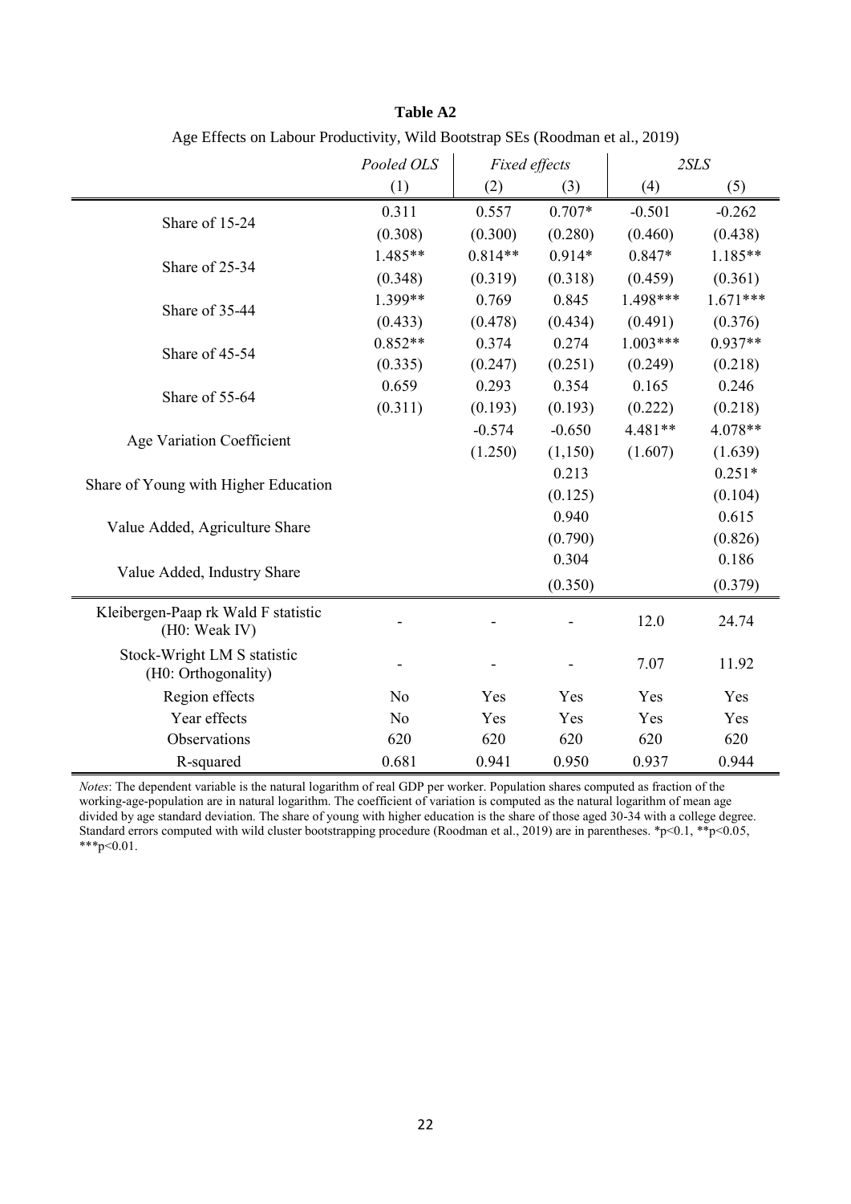**Table A2**

Age Effects on Labour Productivity, Wild Bootstrap SEs (Roodman et al., 2019)

| | *Pooled OLS* | *Fixed effects* | | *2SLS* | |
|---|---|---|---|---|---|
| | (1) | (2) | (3) | (4) | (5) |
| Share of 15-24 | 0.311 | 0.557 | 0.707* | -0.501 | -0.262 |
| | (0.308) | (0.300) | (0.280) | (0.460) | (0.438) |
| Share of 25-34 | 1.485** | 0.814** | 0.914* | 0.847* | 1.185** |
| | (0.348) | (0.319) | (0.318) | (0.459) | (0.361) |
| Share of 35-44 | 1.399** | 0.769 | 0.845 | 1.498*** | 1.671*** |
| | (0.433) | (0.478) | (0.434) | (0.491) | (0.376) |
| Share of 45-54 | 0.852** | 0.374 | 0.274 | 1.003*** | 0.937** |
| | (0.335) | (0.247) | (0.251) | (0.249) | (0.218) |
| Share of 55-64 | 0.659 | 0.293 | 0.354 | 0.165 | 0.246 |
| | (0.311) | (0.193) | (0.193) | (0.222) | (0.218) |
| Age Variation Coefficient | | -0.574 | -0.650 | 4.481** | 4.078** |
| | | (1.250) | (1,150) | (1.607) | (1.639) |
| Share of Young with Higher Education | | | 0.213 | | 0.251* |
| | | | (0.125) | | (0.104) |
| Value Added, Agriculture Share | | | 0.940 | | 0.615 |
| | | | (0.790) | | (0.826) |
| Value Added, Industry Share | | | 0.304 | | 0.186 |
| | | | (0.350) | | (0.379) |
| Kleibergen-Paap rk Wald F statistic (H0: Weak IV) | - | - | - | 12.0 | 24.74 |
| Stock-Wright LM S statistic (H0: Orthogonality) | - | - | - | 7.07 | 11.92 |
| Region effects | No | Yes | Yes | Yes | Yes |
| Year effects | No | Yes | Yes | Yes | Yes |
| Observations | 620 | 620 | 620 | 620 | 620 |
| R-squared | 0.681 | 0.941 | 0.950 | 0.937 | 0.944 |

*Notes*: The dependent variable is the natural logarithm of real GDP per worker. Population shares computed as fraction of the working-age-population are in natural logarithm. The coefficient of variation is computed as the natural logarithm of mean age divided by age standard deviation. The share of young with higher education is the share of those aged 30-34 with a college degree. Standard errors computed with wild cluster bootstrapping procedure (Roodman et al., 2019) are in parentheses. *p<0.1, **p<0.05, ***p<0.01.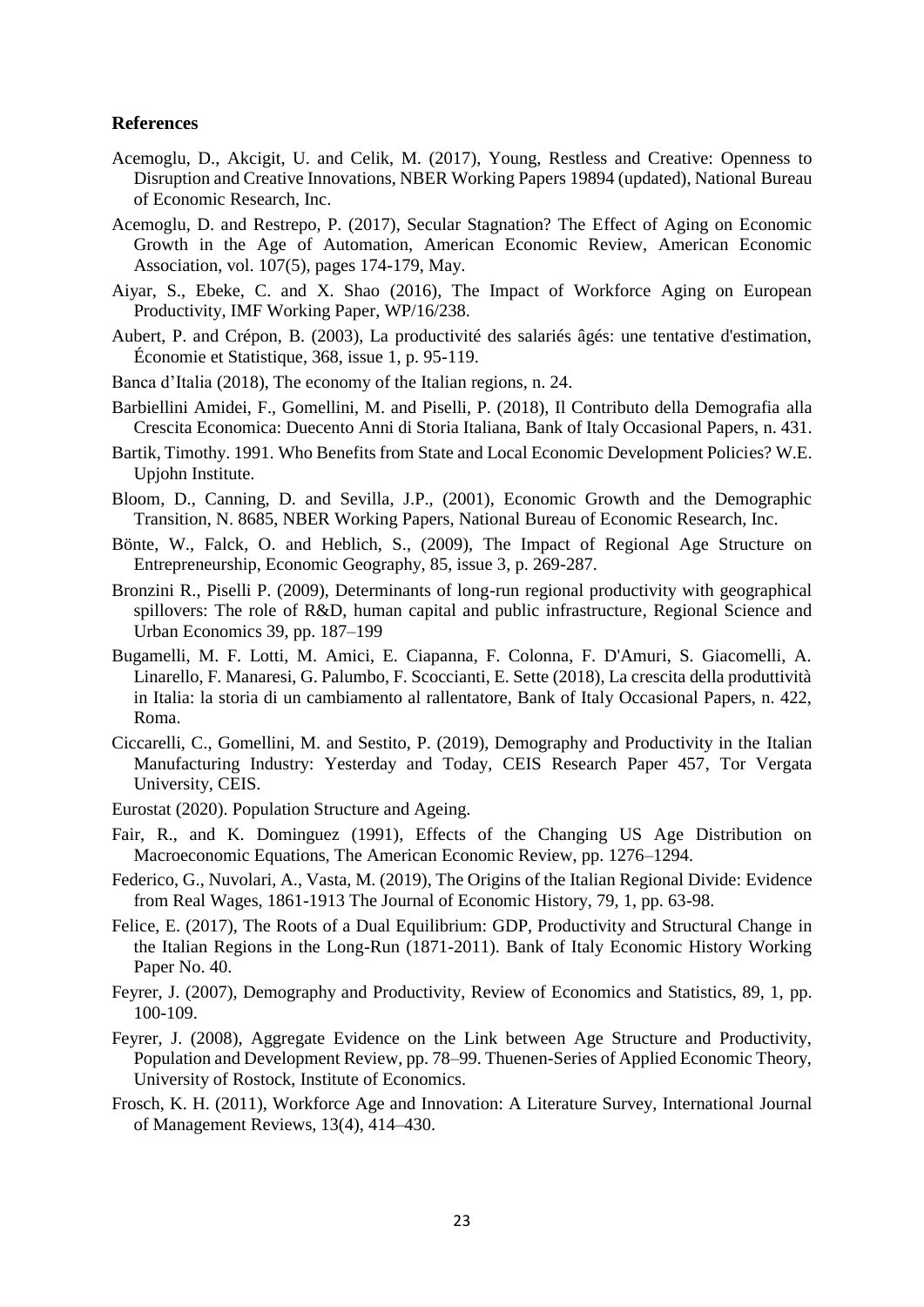### References

Acemoglu, D., Akcigit, U. and Celik, M. (2017), Young, Restless and Creative: Openness to Disruption and Creative Innovations, NBER Working Papers 19894 (updated), National Bureau of Economic Research, Inc.

Acemoglu, D. and Restrepo, P. (2017), Secular Stagnation? The Effect of Aging on Economic Growth in the Age of Automation, American Economic Review, American Economic Association, vol. 107(5), pages 174-179, May.

Aiyar, S., Ebeke, C. and X. Shao (2016), The Impact of Workforce Aging on European Productivity, IMF Working Paper, WP/16/238.

Aubert, P. and Crépon, B. (2003), La productivité des salariés âgés: une tentative d'estimation, Économie et Statistique, 368, issue 1, p. 95-119.

Banca d'Italia (2018), The economy of the Italian regions, n. 24.

Barbiellini Amidei, F., Gomellini, M. and Piselli, P. (2018), Il Contributo della Demografia alla Crescita Economica: Duecento Anni di Storia Italiana, Bank of Italy Occasional Papers, n. 431.

Bartik, Timothy. 1991. Who Benefits from State and Local Economic Development Policies? W.E. Upjohn Institute.

Bloom, D., Canning, D. and Sevilla, J.P., (2001), Economic Growth and the Demographic Transition, N. 8685, NBER Working Papers, National Bureau of Economic Research, Inc.

Bönte, W., Falck, O. and Heblich, S., (2009), The Impact of Regional Age Structure on Entrepreneurship, Economic Geography, 85, issue 3, p. 269-287.

Bronzini R., Piselli P. (2009), Determinants of long-run regional productivity with geographical spillovers: The role of R&D, human capital and public infrastructure, Regional Science and Urban Economics 39, pp. 187–199

Bugamelli, M. F. Lotti, M. Amici, E. Ciapanna, F. Colonna, F. D'Amuri, S. Giacomelli, A. Linarello, F. Manaresi, G. Palumbo, F. Scoccianti, E. Sette (2018), La crescita della produttività in Italia: la storia di un cambiamento al rallentatore, Bank of Italy Occasional Papers, n. 422, Roma.

Ciccarelli, C., Gomellini, M. and Sestito, P. (2019), Demography and Productivity in the Italian Manufacturing Industry: Yesterday and Today, CEIS Research Paper 457, Tor Vergata University, CEIS.

Eurostat (2020). Population Structure and Ageing.

Fair, R., and K. Dominguez (1991), Effects of the Changing US Age Distribution on Macroeconomic Equations, The American Economic Review, pp. 1276–1294.

Federico, G., Nuvolari, A., Vasta, M. (2019), The Origins of the Italian Regional Divide: Evidence from Real Wages, 1861-1913 The Journal of Economic History, 79, 1, pp. 63-98.

Felice, E. (2017), The Roots of a Dual Equilibrium: GDP, Productivity and Structural Change in the Italian Regions in the Long-Run (1871-2011). Bank of Italy Economic History Working Paper No. 40.

Feyrer, J. (2007), Demography and Productivity, Review of Economics and Statistics, 89, 1, pp. 100-109.

Feyrer, J. (2008), Aggregate Evidence on the Link between Age Structure and Productivity, Population and Development Review, pp. 78–99. Thuenen-Series of Applied Economic Theory, University of Rostock, Institute of Economics.

Frosch, K. H. (2011), Workforce Age and Innovation: A Literature Survey, International Journal of Management Reviews, 13(4), 414–430.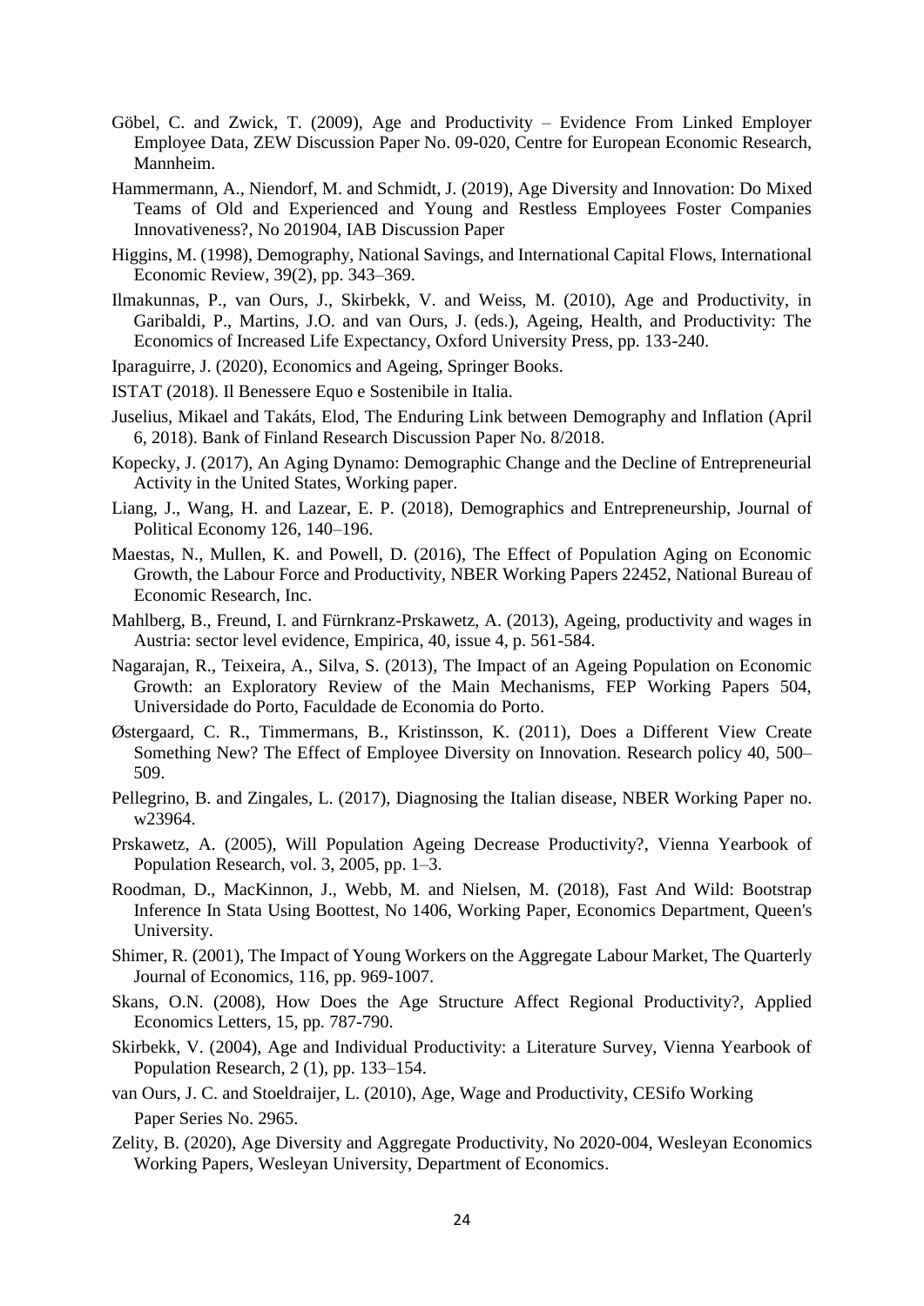Göbel, C. and Zwick, T. (2009), Age and Productivity – Evidence From Linked Employer Employee Data, ZEW Discussion Paper No. 09-020, Centre for European Economic Research, Mannheim.

Hammermann, A., Niendorf, M. and Schmidt, J. (2019), Age Diversity and Innovation: Do Mixed Teams of Old and Experienced and Young and Restless Employees Foster Companies Innovativeness?, No 201904, IAB Discussion Paper

Higgins, M. (1998), Demography, National Savings, and International Capital Flows, International Economic Review, 39(2), pp. 343–369.

Ilmakunnas, P., van Ours, J., Skirbekk, V. and Weiss, M. (2010), Age and Productivity, in Garibaldi, P., Martins, J.O. and van Ours, J. (eds.), Ageing, Health, and Productivity: The Economics of Increased Life Expectancy, Oxford University Press, pp. 133-240.

Iparaguirre, J. (2020), Economics and Ageing, Springer Books.

ISTAT (2018). Il Benessere Equo e Sostenibile in Italia.

Juselius, Mikael and Takáts, Elod, The Enduring Link between Demography and Inflation (April 6, 2018). Bank of Finland Research Discussion Paper No. 8/2018.

Kopecky, J. (2017), An Aging Dynamo: Demographic Change and the Decline of Entrepreneurial Activity in the United States, Working paper.

Liang, J., Wang, H. and Lazear, E. P. (2018), Demographics and Entrepreneurship, Journal of Political Economy 126, 140–196.

Maestas, N., Mullen, K. and Powell, D. (2016), The Effect of Population Aging on Economic Growth, the Labour Force and Productivity, NBER Working Papers 22452, National Bureau of Economic Research, Inc.

Mahlberg, B., Freund, I. and Fürnkranz-Prskawetz, A. (2013), Ageing, productivity and wages in Austria: sector level evidence, Empirica, 40, issue 4, p. 561-584.

Nagarajan, R., Teixeira, A., Silva, S. (2013), The Impact of an Ageing Population on Economic Growth: an Exploratory Review of the Main Mechanisms, FEP Working Papers 504, Universidade do Porto, Faculdade de Economia do Porto.

Østergaard, C. R., Timmermans, B., Kristinsson, K. (2011), Does a Different View Create Something New? The Effect of Employee Diversity on Innovation. Research policy 40, 500–509.

Pellegrino, B. and Zingales, L. (2017), Diagnosing the Italian disease, NBER Working Paper no. w23964.

Prskawetz, A. (2005), Will Population Ageing Decrease Productivity?, Vienna Yearbook of Population Research, vol. 3, 2005, pp. 1–3.

Roodman, D., MacKinnon, J., Webb, M. and Nielsen, M. (2018), Fast And Wild: Bootstrap Inference In Stata Using Boottest, No 1406, Working Paper, Economics Department, Queen's University.

Shimer, R. (2001), The Impact of Young Workers on the Aggregate Labour Market, The Quarterly Journal of Economics, 116, pp. 969-1007.

Skans, O.N. (2008), How Does the Age Structure Affect Regional Productivity?, Applied Economics Letters, 15, pp. 787-790.

Skirbekk, V. (2004), Age and Individual Productivity: a Literature Survey, Vienna Yearbook of Population Research, 2 (1), pp. 133–154.

van Ours, J. C. and Stoeldraijer, L. (2010), Age, Wage and Productivity, CESifo Working Paper Series No. 2965.

Zelity, B. (2020), Age Diversity and Aggregate Productivity, No 2020-004, Wesleyan Economics Working Papers, Wesleyan University, Department of Economics.